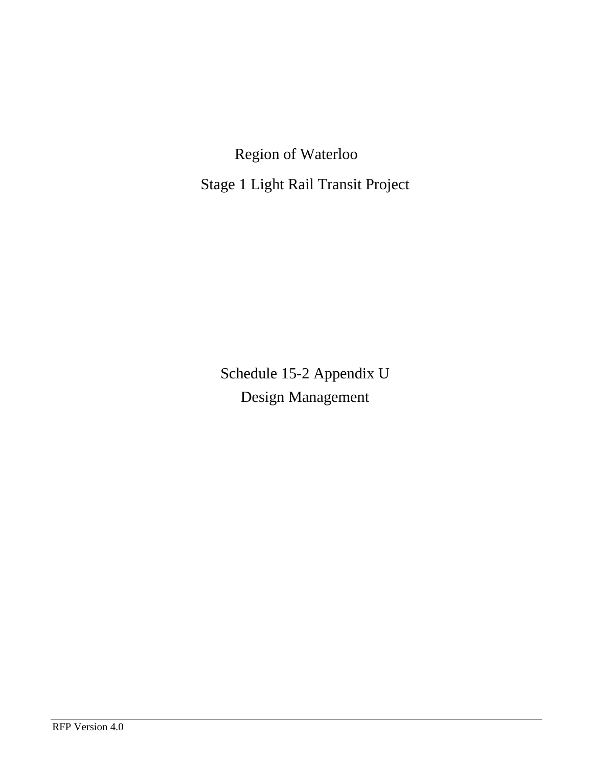# Region of Waterloo

# Stage 1 Light Rail Transit Project

# Schedule 15-2 Appendix U

# Design Management

RFP Version 4.0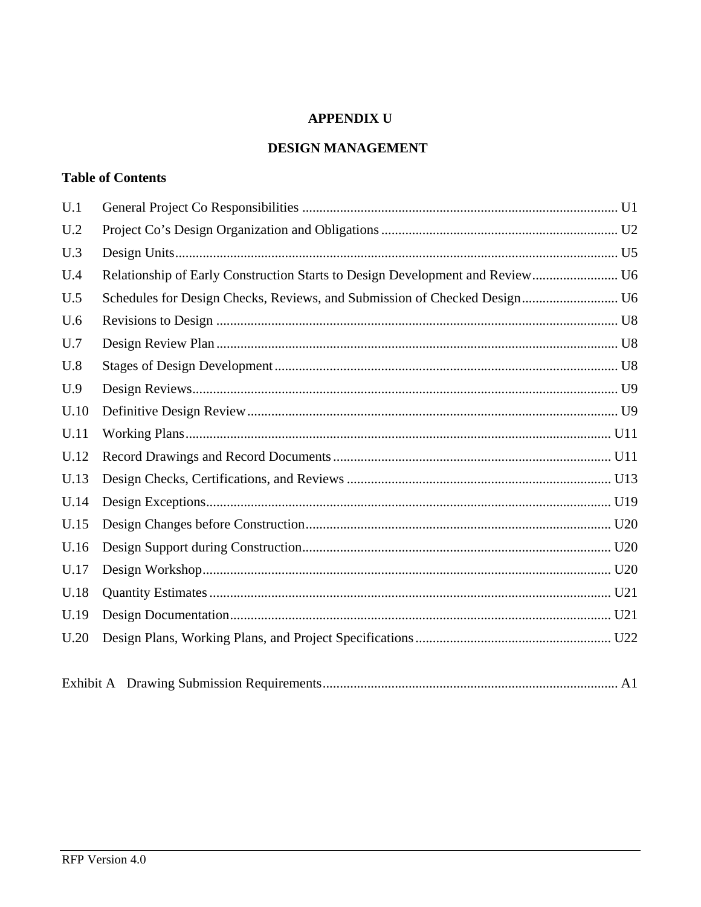# APPENDIX U

# DESIGN MANAGEMENT

**Table of Contents**

| | | |
|---|---|---|
| U.1 | General Project Co Responsibilities | U1 |
| U.2 | Project Co's Design Organization and Obligations | U2 |
| U.3 | Design Units | U5 |
| U.4 | Relationship of Early Construction Starts to Design Development and Review | U6 |
| U.5 | Schedules for Design Checks, Reviews, and Submission of Checked Design | U6 |
| U.6 | Revisions to Design | U8 |
| U.7 | Design Review Plan | U8 |
| U.8 | Stages of Design Development | U8 |
| U.9 | Design Reviews | U9 |
| U.10 | Definitive Design Review | U9 |
| U.11 | Working Plans | U11 |
| U.12 | Record Drawings and Record Documents | U11 |
| U.13 | Design Checks, Certifications, and Reviews | U13 |
| U.14 | Design Exceptions | U19 |
| U.15 | Design Changes before Construction | U20 |
| U.16 | Design Support during Construction | U20 |
| U.17 | Design Workshop | U20 |
| U.18 | Quantity Estimates | U21 |
| U.19 | Design Documentation | U21 |
| U.20 | Design Plans, Working Plans, and Project Specifications | U22 |
| Exhibit A | Drawing Submission Requirements | A1 |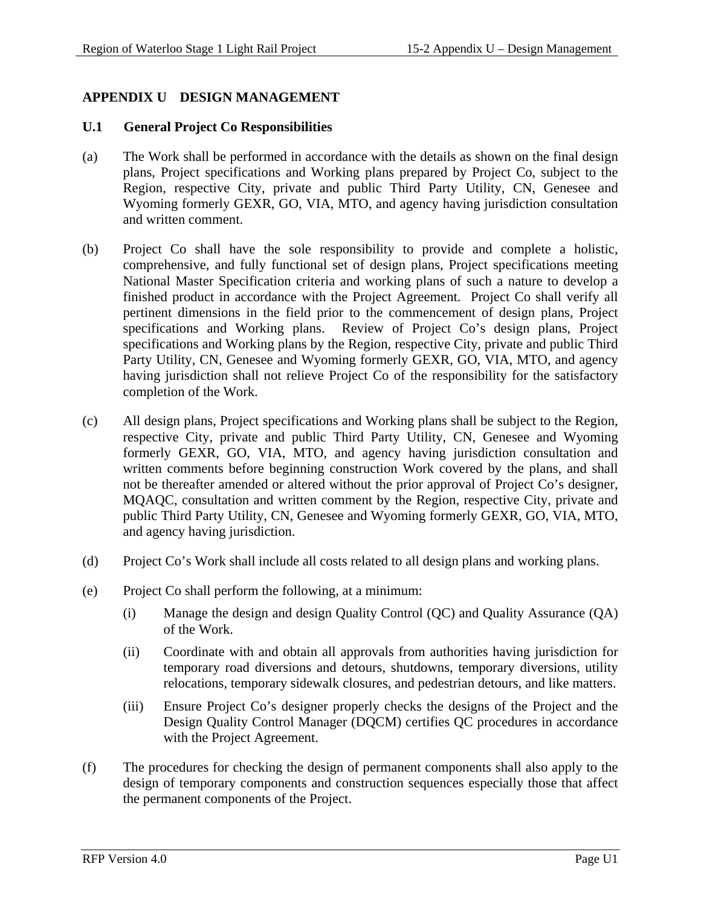# APPENDIX U DESIGN MANAGEMENT

## U.1 General Project Co Responsibilities

(a) The Work shall be performed in accordance with the details as shown on the final design plans, Project specifications and Working plans prepared by Project Co, subject to the Region, respective City, private and public Third Party Utility, CN, Genesee and Wyoming formerly GEXR, GO, VIA, MTO, and agency having jurisdiction consultation and written comment.

(b) Project Co shall have the sole responsibility to provide and complete a holistic, comprehensive, and fully functional set of design plans, Project specifications meeting National Master Specification criteria and working plans of such a nature to develop a finished product in accordance with the Project Agreement. Project Co shall verify all pertinent dimensions in the field prior to the commencement of design plans, Project specifications and Working plans. Review of Project Co's design plans, Project specifications and Working plans by the Region, respective City, private and public Third Party Utility, CN, Genesee and Wyoming formerly GEXR, GO, VIA, MTO, and agency having jurisdiction shall not relieve Project Co of the responsibility for the satisfactory completion of the Work.

(c) All design plans, Project specifications and Working plans shall be subject to the Region, respective City, private and public Third Party Utility, CN, Genesee and Wyoming formerly GEXR, GO, VIA, MTO, and agency having jurisdiction consultation and written comments before beginning construction Work covered by the plans, and shall not be thereafter amended or altered without the prior approval of Project Co's designer, MQAQC, consultation and written comment by the Region, respective City, private and public Third Party Utility, CN, Genesee and Wyoming formerly GEXR, GO, VIA, MTO, and agency having jurisdiction.

(d) Project Co's Work shall include all costs related to all design plans and working plans.

(e) Project Co shall perform the following, at a minimum:

   (i) Manage the design and design Quality Control (QC) and Quality Assurance (QA) of the Work.

   (ii) Coordinate with and obtain all approvals from authorities having jurisdiction for temporary road diversions and detours, shutdowns, temporary diversions, utility relocations, temporary sidewalk closures, and pedestrian detours, and like matters.

   (iii) Ensure Project Co's designer properly checks the designs of the Project and the Design Quality Control Manager (DQCM) certifies QC procedures in accordance with the Project Agreement.

(f) The procedures for checking the design of permanent components shall also apply to the design of temporary components and construction sequences especially those that affect the permanent components of the Project.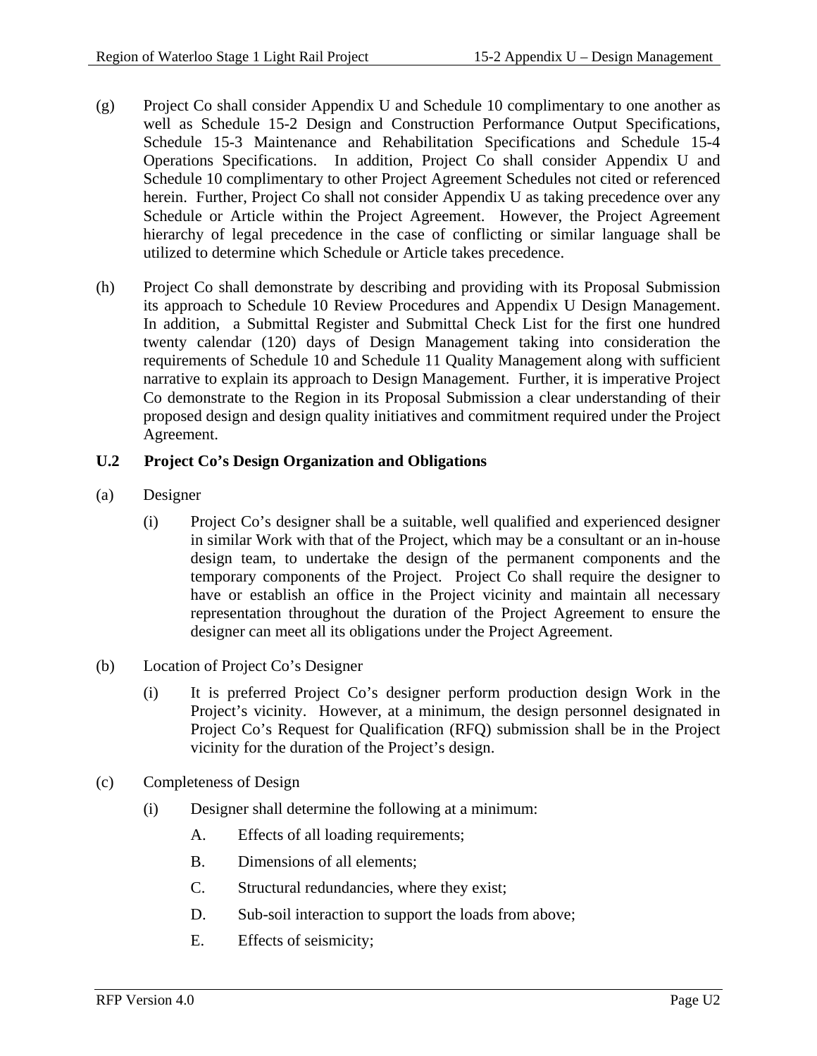(g) Project Co shall consider Appendix U and Schedule 10 complimentary to one another as well as Schedule 15-2 Design and Construction Performance Output Specifications, Schedule 15-3 Maintenance and Rehabilitation Specifications and Schedule 15-4 Operations Specifications. In addition, Project Co shall consider Appendix U and Schedule 10 complimentary to other Project Agreement Schedules not cited or referenced herein. Further, Project Co shall not consider Appendix U as taking precedence over any Schedule or Article within the Project Agreement. However, the Project Agreement hierarchy of legal precedence in the case of conflicting or similar language shall be utilized to determine which Schedule or Article takes precedence.

(h) Project Co shall demonstrate by describing and providing with its Proposal Submission its approach to Schedule 10 Review Procedures and Appendix U Design Management. In addition, a Submittal Register and Submittal Check List for the first one hundred twenty calendar (120) days of Design Management taking into consideration the requirements of Schedule 10 and Schedule 11 Quality Management along with sufficient narrative to explain its approach to Design Management. Further, it is imperative Project Co demonstrate to the Region in its Proposal Submission a clear understanding of their proposed design and design quality initiatives and commitment required under the Project Agreement.

## U.2 Project Co's Design Organization and Obligations

(a) Designer

(i) Project Co's designer shall be a suitable, well qualified and experienced designer in similar Work with that of the Project, which may be a consultant or an in-house design team, to undertake the design of the permanent components and the temporary components of the Project. Project Co shall require the designer to have or establish an office in the Project vicinity and maintain all necessary representation throughout the duration of the Project Agreement to ensure the designer can meet all its obligations under the Project Agreement.

(b) Location of Project Co's Designer

(i) It is preferred Project Co's designer perform production design Work in the Project's vicinity. However, at a minimum, the design personnel designated in Project Co's Request for Qualification (RFQ) submission shall be in the Project vicinity for the duration of the Project's design.

(c) Completeness of Design

(i) Designer shall determine the following at a minimum:

A. Effects of all loading requirements;

B. Dimensions of all elements;

C. Structural redundancies, where they exist;

D. Sub-soil interaction to support the loads from above;

E. Effects of seismicity;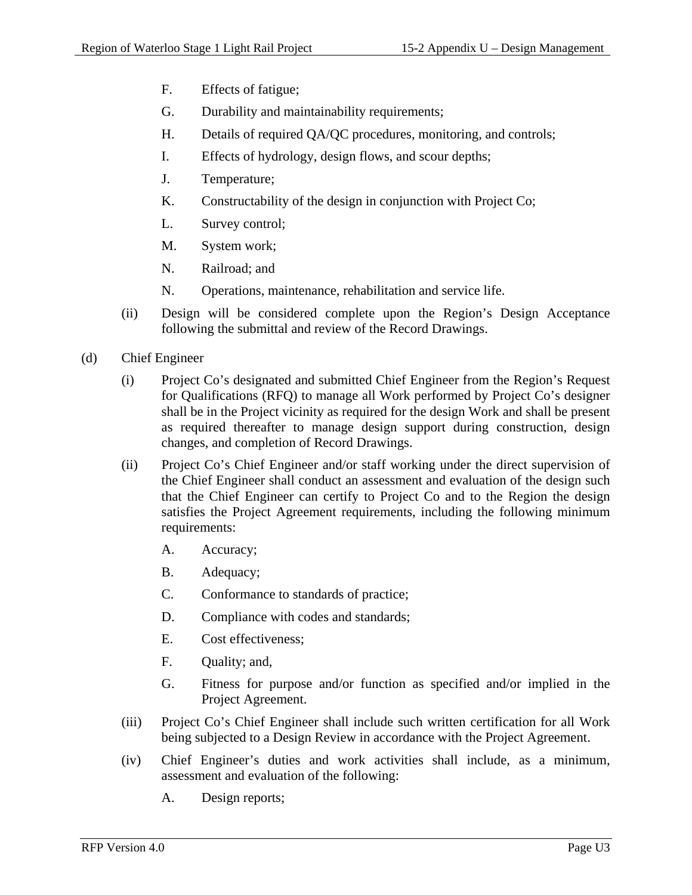F. Effects of fatigue;

G. Durability and maintainability requirements;

H. Details of required QA/QC procedures, monitoring, and controls;

I. Effects of hydrology, design flows, and scour depths;

J. Temperature;

K. Constructability of the design in conjunction with Project Co;

L. Survey control;

M. System work;

N. Railroad; and

N. Operations, maintenance, rehabilitation and service life.

(ii) Design will be considered complete upon the Region's Design Acceptance following the submittal and review of the Record Drawings.

(d) Chief Engineer

(i) Project Co's designated and submitted Chief Engineer from the Region's Request for Qualifications (RFQ) to manage all Work performed by Project Co's designer shall be in the Project vicinity as required for the design Work and shall be present as required thereafter to manage design support during construction, design changes, and completion of Record Drawings.

(ii) Project Co's Chief Engineer and/or staff working under the direct supervision of the Chief Engineer shall conduct an assessment and evaluation of the design such that the Chief Engineer can certify to Project Co and to the Region the design satisfies the Project Agreement requirements, including the following minimum requirements:

A. Accuracy;

B. Adequacy;

C. Conformance to standards of practice;

D. Compliance with codes and standards;

E. Cost effectiveness;

F. Quality; and,

G. Fitness for purpose and/or function as specified and/or implied in the Project Agreement.

(iii) Project Co's Chief Engineer shall include such written certification for all Work being subjected to a Design Review in accordance with the Project Agreement.

(iv) Chief Engineer's duties and work activities shall include, as a minimum, assessment and evaluation of the following:

A. Design reports;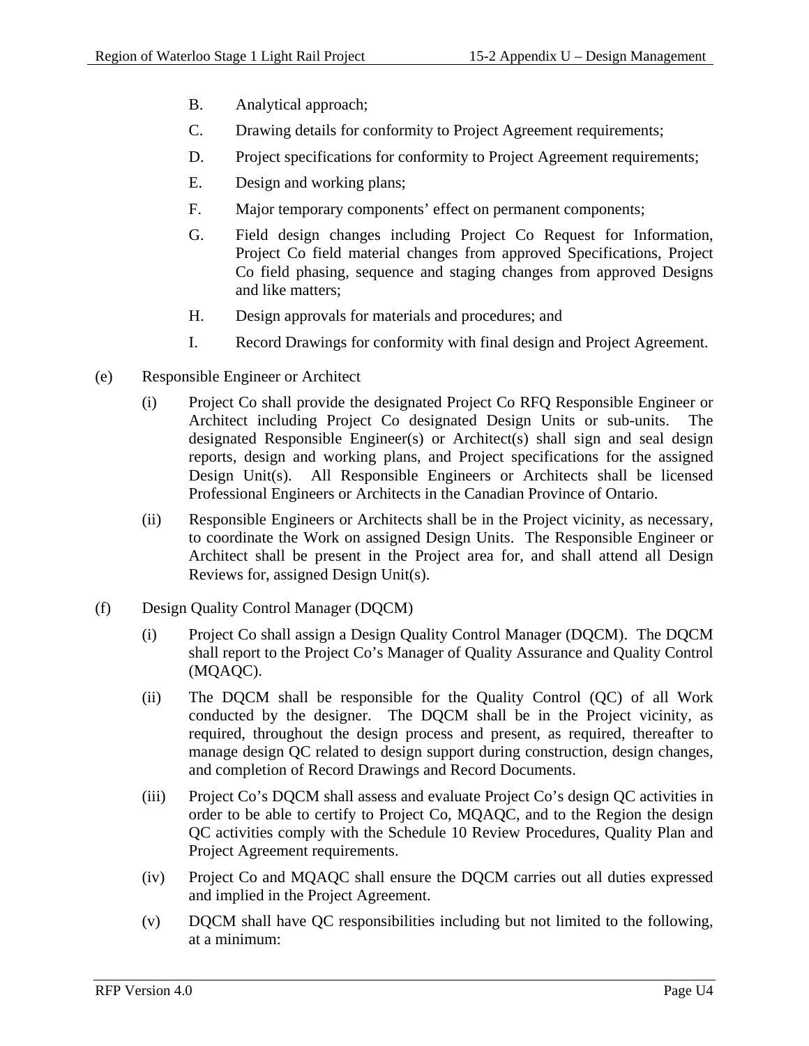B. Analytical approach;

C. Drawing details for conformity to Project Agreement requirements;

D. Project specifications for conformity to Project Agreement requirements;

E. Design and working plans;

F. Major temporary components' effect on permanent components;

G. Field design changes including Project Co Request for Information, Project Co field material changes from approved Specifications, Project Co field phasing, sequence and staging changes from approved Designs and like matters;

H. Design approvals for materials and procedures; and

I. Record Drawings for conformity with final design and Project Agreement.

(e) Responsible Engineer or Architect

(i) Project Co shall provide the designated Project Co RFQ Responsible Engineer or Architect including Project Co designated Design Units or sub-units. The designated Responsible Engineer(s) or Architect(s) shall sign and seal design reports, design and working plans, and Project specifications for the assigned Design Unit(s). All Responsible Engineers or Architects shall be licensed Professional Engineers or Architects in the Canadian Province of Ontario.

(ii) Responsible Engineers or Architects shall be in the Project vicinity, as necessary, to coordinate the Work on assigned Design Units. The Responsible Engineer or Architect shall be present in the Project area for, and shall attend all Design Reviews for, assigned Design Unit(s).

(f) Design Quality Control Manager (DQCM)

(i) Project Co shall assign a Design Quality Control Manager (DQCM). The DQCM shall report to the Project Co's Manager of Quality Assurance and Quality Control (MQAQC).

(ii) The DQCM shall be responsible for the Quality Control (QC) of all Work conducted by the designer. The DQCM shall be in the Project vicinity, as required, throughout the design process and present, as required, thereafter to manage design QC related to design support during construction, design changes, and completion of Record Drawings and Record Documents.

(iii) Project Co's DQCM shall assess and evaluate Project Co's design QC activities in order to be able to certify to Project Co, MQAQC, and to the Region the design QC activities comply with the Schedule 10 Review Procedures, Quality Plan and Project Agreement requirements.

(iv) Project Co and MQAQC shall ensure the DQCM carries out all duties expressed and implied in the Project Agreement.

(v) DQCM shall have QC responsibilities including but not limited to the following, at a minimum: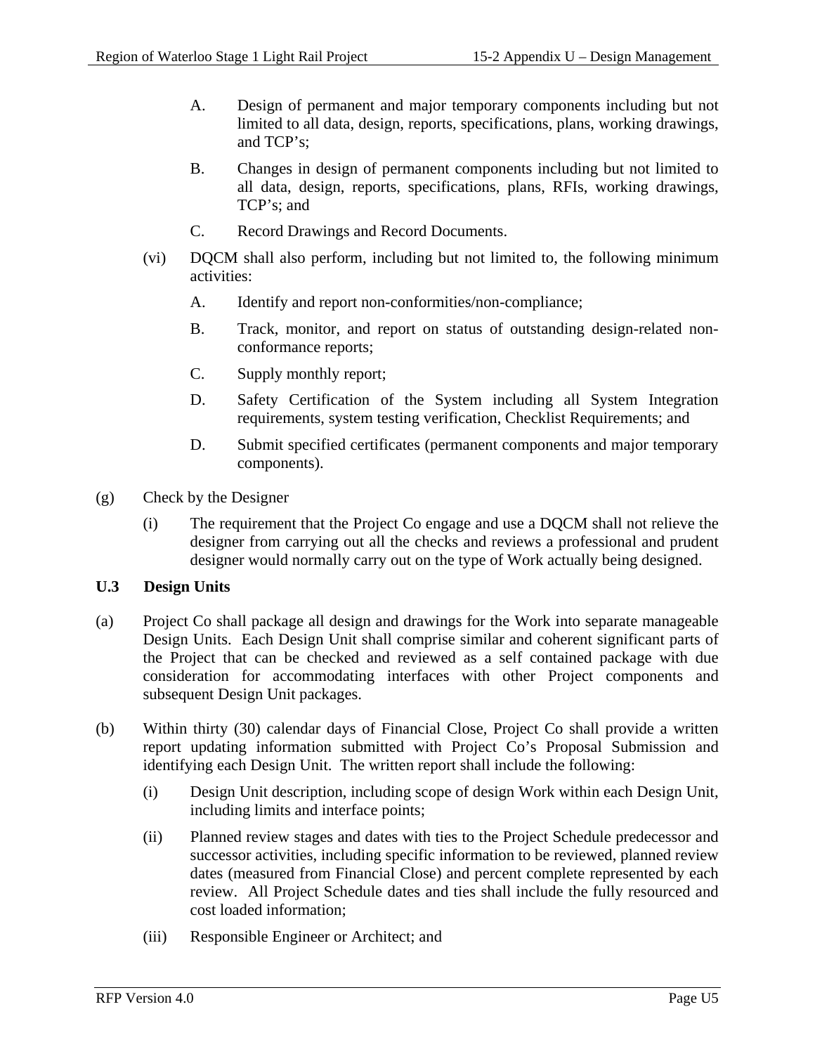A. Design of permanent and major temporary components including but not limited to all data, design, reports, specifications, plans, working drawings, and TCP's;

B. Changes in design of permanent components including but not limited to all data, design, reports, specifications, plans, RFIs, working drawings, TCP's; and

C. Record Drawings and Record Documents.

(vi) DQCM shall also perform, including but not limited to, the following minimum activities:

A. Identify and report non-conformities/non-compliance;

B. Track, monitor, and report on status of outstanding design-related non-conformance reports;

C. Supply monthly report;

D. Safety Certification of the System including all System Integration requirements, system testing verification, Checklist Requirements; and

D. Submit specified certificates (permanent components and major temporary components).

(g) Check by the Designer

(i) The requirement that the Project Co engage and use a DQCM shall not relieve the designer from carrying out all the checks and reviews a professional and prudent designer would normally carry out on the type of Work actually being designed.

**U.3 Design Units**

(a) Project Co shall package all design and drawings for the Work into separate manageable Design Units. Each Design Unit shall comprise similar and coherent significant parts of the Project that can be checked and reviewed as a self contained package with due consideration for accommodating interfaces with other Project components and subsequent Design Unit packages.

(b) Within thirty (30) calendar days of Financial Close, Project Co shall provide a written report updating information submitted with Project Co's Proposal Submission and identifying each Design Unit. The written report shall include the following:

(i) Design Unit description, including scope of design Work within each Design Unit, including limits and interface points;

(ii) Planned review stages and dates with ties to the Project Schedule predecessor and successor activities, including specific information to be reviewed, planned review dates (measured from Financial Close) and percent complete represented by each review. All Project Schedule dates and ties shall include the fully resourced and cost loaded information;

(iii) Responsible Engineer or Architect; and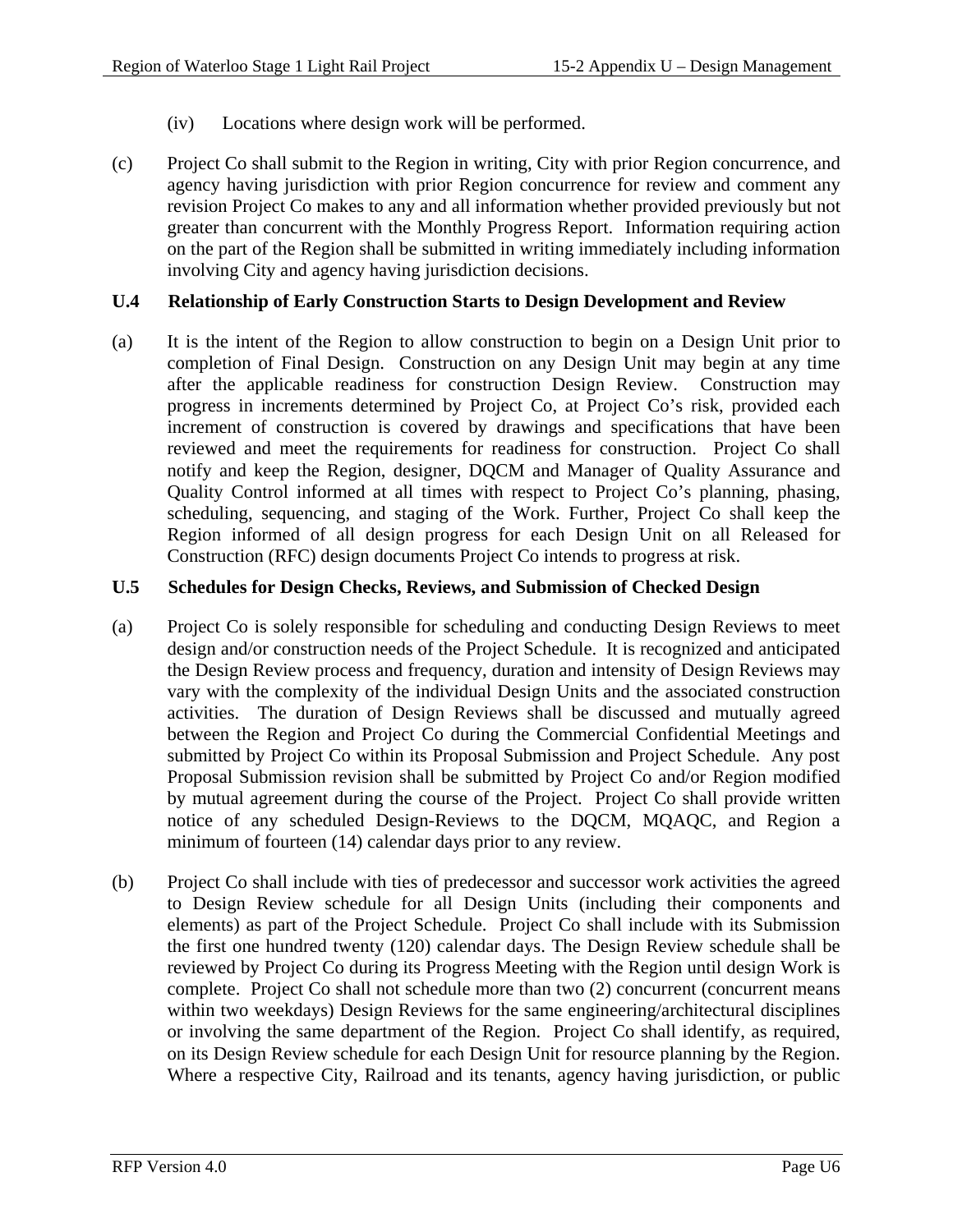(iv) Locations where design work will be performed.

(c) Project Co shall submit to the Region in writing, City with prior Region concurrence, and agency having jurisdiction with prior Region concurrence for review and comment any revision Project Co makes to any and all information whether provided previously but not greater than concurrent with the Monthly Progress Report. Information requiring action on the part of the Region shall be submitted in writing immediately including information involving City and agency having jurisdiction decisions.

## U.4 Relationship of Early Construction Starts to Design Development and Review

(a) It is the intent of the Region to allow construction to begin on a Design Unit prior to completion of Final Design. Construction on any Design Unit may begin at any time after the applicable readiness for construction Design Review. Construction may progress in increments determined by Project Co, at Project Co's risk, provided each increment of construction is covered by drawings and specifications that have been reviewed and meet the requirements for readiness for construction. Project Co shall notify and keep the Region, designer, DQCM and Manager of Quality Assurance and Quality Control informed at all times with respect to Project Co's planning, phasing, scheduling, sequencing, and staging of the Work. Further, Project Co shall keep the Region informed of all design progress for each Design Unit on all Released for Construction (RFC) design documents Project Co intends to progress at risk.

## U.5 Schedules for Design Checks, Reviews, and Submission of Checked Design

(a) Project Co is solely responsible for scheduling and conducting Design Reviews to meet design and/or construction needs of the Project Schedule. It is recognized and anticipated the Design Review process and frequency, duration and intensity of Design Reviews may vary with the complexity of the individual Design Units and the associated construction activities. The duration of Design Reviews shall be discussed and mutually agreed between the Region and Project Co during the Commercial Confidential Meetings and submitted by Project Co within its Proposal Submission and Project Schedule. Any post Proposal Submission revision shall be submitted by Project Co and/or Region modified by mutual agreement during the course of the Project. Project Co shall provide written notice of any scheduled Design-Reviews to the DQCM, MQAQC, and Region a minimum of fourteen (14) calendar days prior to any review.

(b) Project Co shall include with ties of predecessor and successor work activities the agreed to Design Review schedule for all Design Units (including their components and elements) as part of the Project Schedule. Project Co shall include with its Submission the first one hundred twenty (120) calendar days. The Design Review schedule shall be reviewed by Project Co during its Progress Meeting with the Region until design Work is complete. Project Co shall not schedule more than two (2) concurrent (concurrent means within two weekdays) Design Reviews for the same engineering/architectural disciplines or involving the same department of the Region. Project Co shall identify, as required, on its Design Review schedule for each Design Unit for resource planning by the Region. Where a respective City, Railroad and its tenants, agency having jurisdiction, or public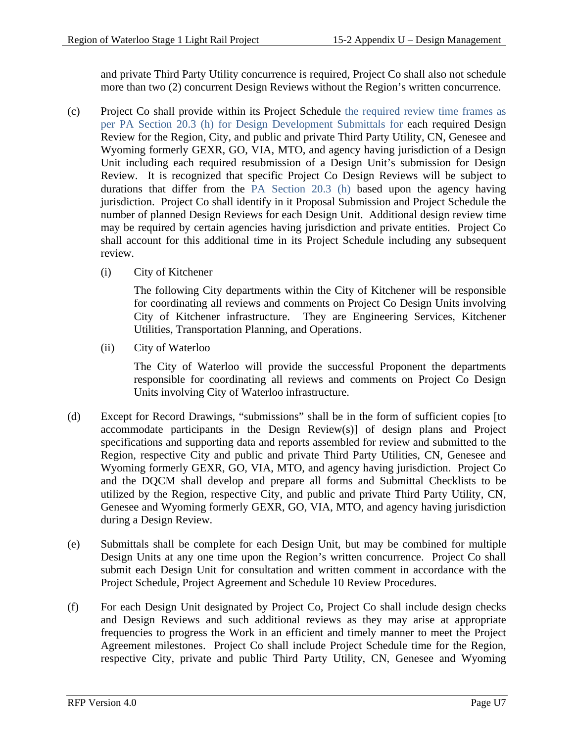and private Third Party Utility concurrence is required, Project Co shall also not schedule more than two (2) concurrent Design Reviews without the Region's written concurrence.

(c) Project Co shall provide within its Project Schedule the required review time frames as per PA Section 20.3 (h) for Design Development Submittals for each required Design Review for the Region, City, and public and private Third Party Utility, CN, Genesee and Wyoming formerly GEXR, GO, VIA, MTO, and agency having jurisdiction of a Design Unit including each required resubmission of a Design Unit's submission for Design Review. It is recognized that specific Project Co Design Reviews will be subject to durations that differ from the PA Section 20.3 (h) based upon the agency having jurisdiction. Project Co shall identify in it Proposal Submission and Project Schedule the number of planned Design Reviews for each Design Unit. Additional design review time may be required by certain agencies having jurisdiction and private entities. Project Co shall account for this additional time in its Project Schedule including any subsequent review.

(i) City of Kitchener

The following City departments within the City of Kitchener will be responsible for coordinating all reviews and comments on Project Co Design Units involving City of Kitchener infrastructure. They are Engineering Services, Kitchener Utilities, Transportation Planning, and Operations.

(ii) City of Waterloo

The City of Waterloo will provide the successful Proponent the departments responsible for coordinating all reviews and comments on Project Co Design Units involving City of Waterloo infrastructure.

(d) Except for Record Drawings, "submissions" shall be in the form of sufficient copies [to accommodate participants in the Design Review(s)] of design plans and Project specifications and supporting data and reports assembled for review and submitted to the Region, respective City and public and private Third Party Utilities, CN, Genesee and Wyoming formerly GEXR, GO, VIA, MTO, and agency having jurisdiction. Project Co and the DQCM shall develop and prepare all forms and Submittal Checklists to be utilized by the Region, respective City, and public and private Third Party Utility, CN, Genesee and Wyoming formerly GEXR, GO, VIA, MTO, and agency having jurisdiction during a Design Review.

(e) Submittals shall be complete for each Design Unit, but may be combined for multiple Design Units at any one time upon the Region's written concurrence. Project Co shall submit each Design Unit for consultation and written comment in accordance with the Project Schedule, Project Agreement and Schedule 10 Review Procedures.

(f) For each Design Unit designated by Project Co, Project Co shall include design checks and Design Reviews and such additional reviews as they may arise at appropriate frequencies to progress the Work in an efficient and timely manner to meet the Project Agreement milestones. Project Co shall include Project Schedule time for the Region, respective City, private and public Third Party Utility, CN, Genesee and Wyoming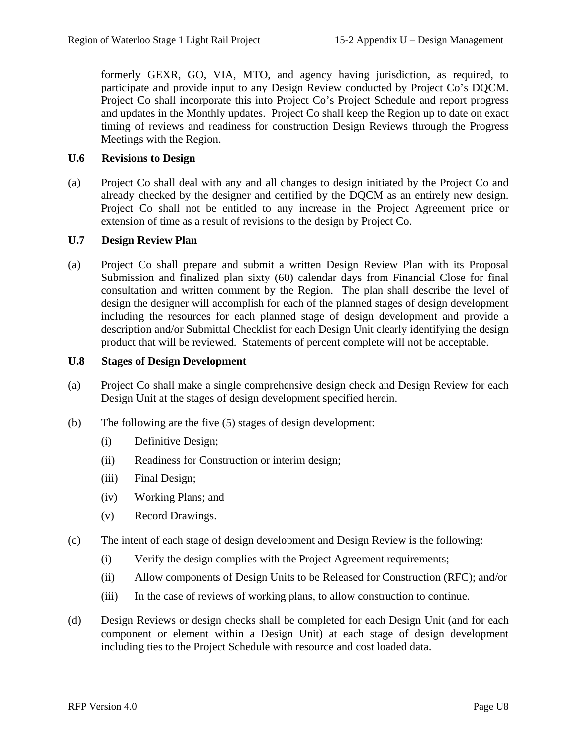formerly GEXR, GO, VIA, MTO, and agency having jurisdiction, as required, to participate and provide input to any Design Review conducted by Project Co's DQCM. Project Co shall incorporate this into Project Co's Project Schedule and report progress and updates in the Monthly updates. Project Co shall keep the Region up to date on exact timing of reviews and readiness for construction Design Reviews through the Progress Meetings with the Region.

### U.6 Revisions to Design

(a) Project Co shall deal with any and all changes to design initiated by the Project Co and already checked by the designer and certified by the DQCM as an entirely new design. Project Co shall not be entitled to any increase in the Project Agreement price or extension of time as a result of revisions to the design by Project Co.

### U.7 Design Review Plan

(a) Project Co shall prepare and submit a written Design Review Plan with its Proposal Submission and finalized plan sixty (60) calendar days from Financial Close for final consultation and written comment by the Region. The plan shall describe the level of design the designer will accomplish for each of the planned stages of design development including the resources for each planned stage of design development and provide a description and/or Submittal Checklist for each Design Unit clearly identifying the design product that will be reviewed. Statements of percent complete will not be acceptable.

### U.8 Stages of Design Development

(a) Project Co shall make a single comprehensive design check and Design Review for each Design Unit at the stages of design development specified herein.

(b) The following are the five (5) stages of design development:

- (i) Definitive Design;
- (ii) Readiness for Construction or interim design;
- (iii) Final Design;
- (iv) Working Plans; and
- (v) Record Drawings.

(c) The intent of each stage of design development and Design Review is the following:

- (i) Verify the design complies with the Project Agreement requirements;
- (ii) Allow components of Design Units to be Released for Construction (RFC); and/or
- (iii) In the case of reviews of working plans, to allow construction to continue.

(d) Design Reviews or design checks shall be completed for each Design Unit (and for each component or element within a Design Unit) at each stage of design development including ties to the Project Schedule with resource and cost loaded data.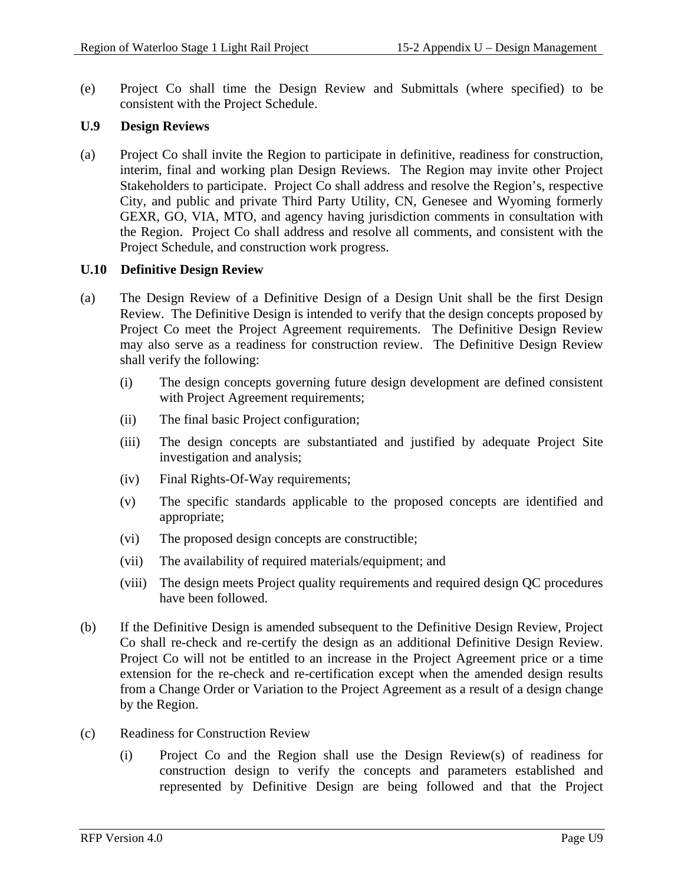(e) Project Co shall time the Design Review and Submittals (where specified) to be consistent with the Project Schedule.

## U.9 Design Reviews

(a) Project Co shall invite the Region to participate in definitive, readiness for construction, interim, final and working plan Design Reviews. The Region may invite other Project Stakeholders to participate. Project Co shall address and resolve the Region's, respective City, and public and private Third Party Utility, CN, Genesee and Wyoming formerly GEXR, GO, VIA, MTO, and agency having jurisdiction comments in consultation with the Region. Project Co shall address and resolve all comments, and consistent with the Project Schedule, and construction work progress.

## U.10 Definitive Design Review

(a) The Design Review of a Definitive Design of a Design Unit shall be the first Design Review. The Definitive Design is intended to verify that the design concepts proposed by Project Co meet the Project Agreement requirements. The Definitive Design Review may also serve as a readiness for construction review. The Definitive Design Review shall verify the following:

  (i) The design concepts governing future design development are defined consistent with Project Agreement requirements;

  (ii) The final basic Project configuration;

  (iii) The design concepts are substantiated and justified by adequate Project Site investigation and analysis;

  (iv) Final Rights-Of-Way requirements;

  (v) The specific standards applicable to the proposed concepts are identified and appropriate;

  (vi) The proposed design concepts are constructible;

  (vii) The availability of required materials/equipment; and

  (viii) The design meets Project quality requirements and required design QC procedures have been followed.

(b) If the Definitive Design is amended subsequent to the Definitive Design Review, Project Co shall re-check and re-certify the design as an additional Definitive Design Review. Project Co will not be entitled to an increase in the Project Agreement price or a time extension for the re-check and re-certification except when the amended design results from a Change Order or Variation to the Project Agreement as a result of a design change by the Region.

(c) Readiness for Construction Review

  (i) Project Co and the Region shall use the Design Review(s) of readiness for construction design to verify the concepts and parameters established and represented by Definitive Design are being followed and that the Project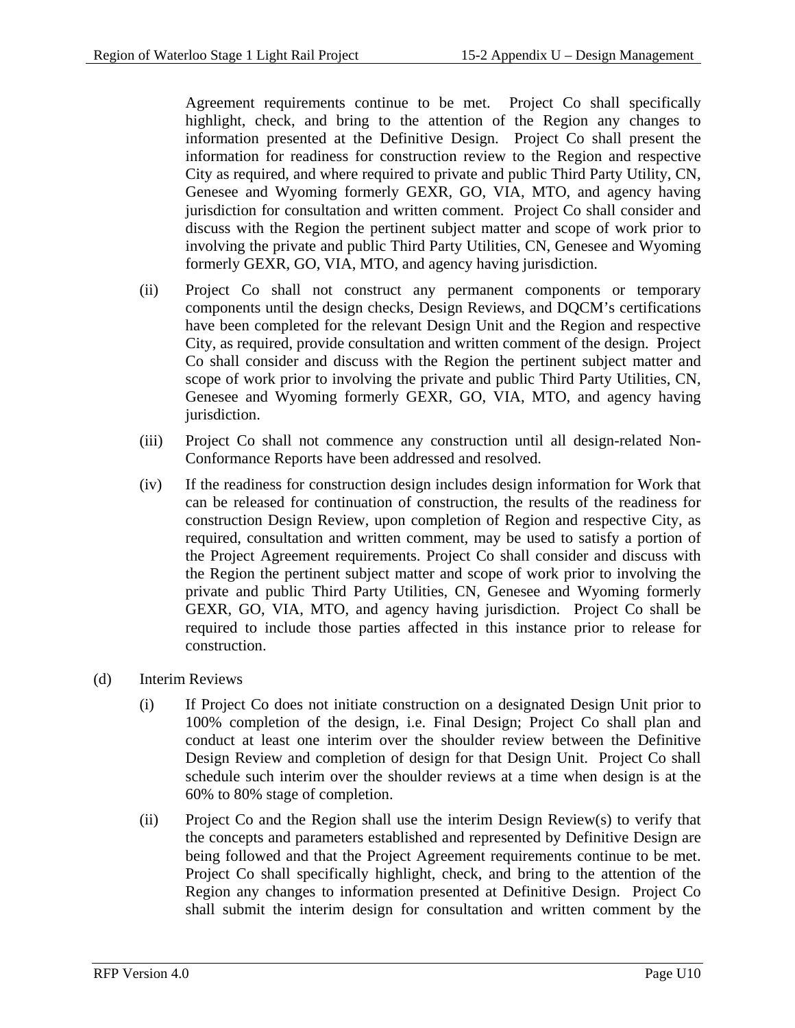Agreement requirements continue to be met. Project Co shall specifically highlight, check, and bring to the attention of the Region any changes to information presented at the Definitive Design. Project Co shall present the information for readiness for construction review to the Region and respective City as required, and where required to private and public Third Party Utility, CN, Genesee and Wyoming formerly GEXR, GO, VIA, MTO, and agency having jurisdiction for consultation and written comment. Project Co shall consider and discuss with the Region the pertinent subject matter and scope of work prior to involving the private and public Third Party Utilities, CN, Genesee and Wyoming formerly GEXR, GO, VIA, MTO, and agency having jurisdiction.

(ii) Project Co shall not construct any permanent components or temporary components until the design checks, Design Reviews, and DQCM's certifications have been completed for the relevant Design Unit and the Region and respective City, as required, provide consultation and written comment of the design. Project Co shall consider and discuss with the Region the pertinent subject matter and scope of work prior to involving the private and public Third Party Utilities, CN, Genesee and Wyoming formerly GEXR, GO, VIA, MTO, and agency having jurisdiction.

(iii) Project Co shall not commence any construction until all design-related Non-Conformance Reports have been addressed and resolved.

(iv) If the readiness for construction design includes design information for Work that can be released for continuation of construction, the results of the readiness for construction Design Review, upon completion of Region and respective City, as required, consultation and written comment, may be used to satisfy a portion of the Project Agreement requirements. Project Co shall consider and discuss with the Region the pertinent subject matter and scope of work prior to involving the private and public Third Party Utilities, CN, Genesee and Wyoming formerly GEXR, GO, VIA, MTO, and agency having jurisdiction. Project Co shall be required to include those parties affected in this instance prior to release for construction.

(d) Interim Reviews

(i) If Project Co does not initiate construction on a designated Design Unit prior to 100% completion of the design, i.e. Final Design; Project Co shall plan and conduct at least one interim over the shoulder review between the Definitive Design Review and completion of design for that Design Unit. Project Co shall schedule such interim over the shoulder reviews at a time when design is at the 60% to 80% stage of completion.

(ii) Project Co and the Region shall use the interim Design Review(s) to verify that the concepts and parameters established and represented by Definitive Design are being followed and that the Project Agreement requirements continue to be met. Project Co shall specifically highlight, check, and bring to the attention of the Region any changes to information presented at Definitive Design. Project Co shall submit the interim design for consultation and written comment by the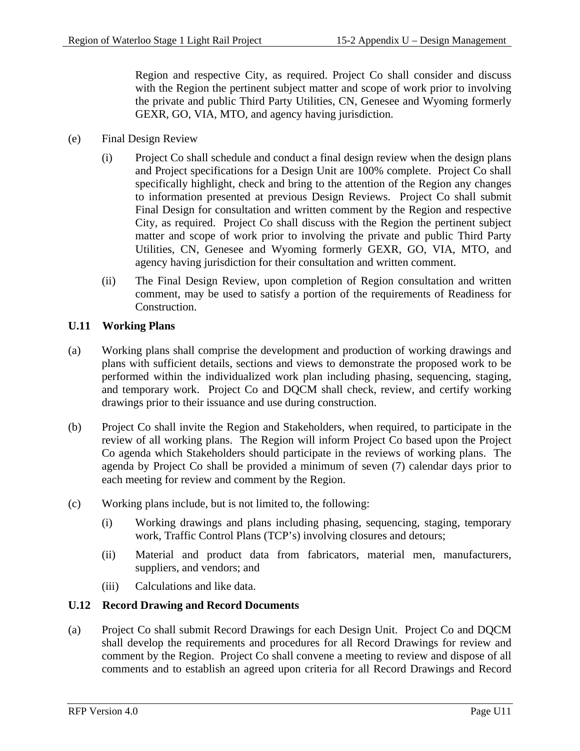Region and respective City, as required. Project Co shall consider and discuss with the Region the pertinent subject matter and scope of work prior to involving the private and public Third Party Utilities, CN, Genesee and Wyoming formerly GEXR, GO, VIA, MTO, and agency having jurisdiction.

(e) Final Design Review

(i) Project Co shall schedule and conduct a final design review when the design plans and Project specifications for a Design Unit are 100% complete. Project Co shall specifically highlight, check and bring to the attention of the Region any changes to information presented at previous Design Reviews. Project Co shall submit Final Design for consultation and written comment by the Region and respective City, as required. Project Co shall discuss with the Region the pertinent subject matter and scope of work prior to involving the private and public Third Party Utilities, CN, Genesee and Wyoming formerly GEXR, GO, VIA, MTO, and agency having jurisdiction for their consultation and written comment.

(ii) The Final Design Review, upon completion of Region consultation and written comment, may be used to satisfy a portion of the requirements of Readiness for Construction.

## U.11 Working Plans

(a) Working plans shall comprise the development and production of working drawings and plans with sufficient details, sections and views to demonstrate the proposed work to be performed within the individualized work plan including phasing, sequencing, staging, and temporary work. Project Co and DQCM shall check, review, and certify working drawings prior to their issuance and use during construction.

(b) Project Co shall invite the Region and Stakeholders, when required, to participate in the review of all working plans. The Region will inform Project Co based upon the Project Co agenda which Stakeholders should participate in the reviews of working plans. The agenda by Project Co shall be provided a minimum of seven (7) calendar days prior to each meeting for review and comment by the Region.

(c) Working plans include, but is not limited to, the following:

(i) Working drawings and plans including phasing, sequencing, staging, temporary work, Traffic Control Plans (TCP's) involving closures and detours;

(ii) Material and product data from fabricators, material men, manufacturers, suppliers, and vendors; and

(iii) Calculations and like data.

## U.12 Record Drawing and Record Documents

(a) Project Co shall submit Record Drawings for each Design Unit. Project Co and DQCM shall develop the requirements and procedures for all Record Drawings for review and comment by the Region. Project Co shall convene a meeting to review and dispose of all comments and to establish an agreed upon criteria for all Record Drawings and Record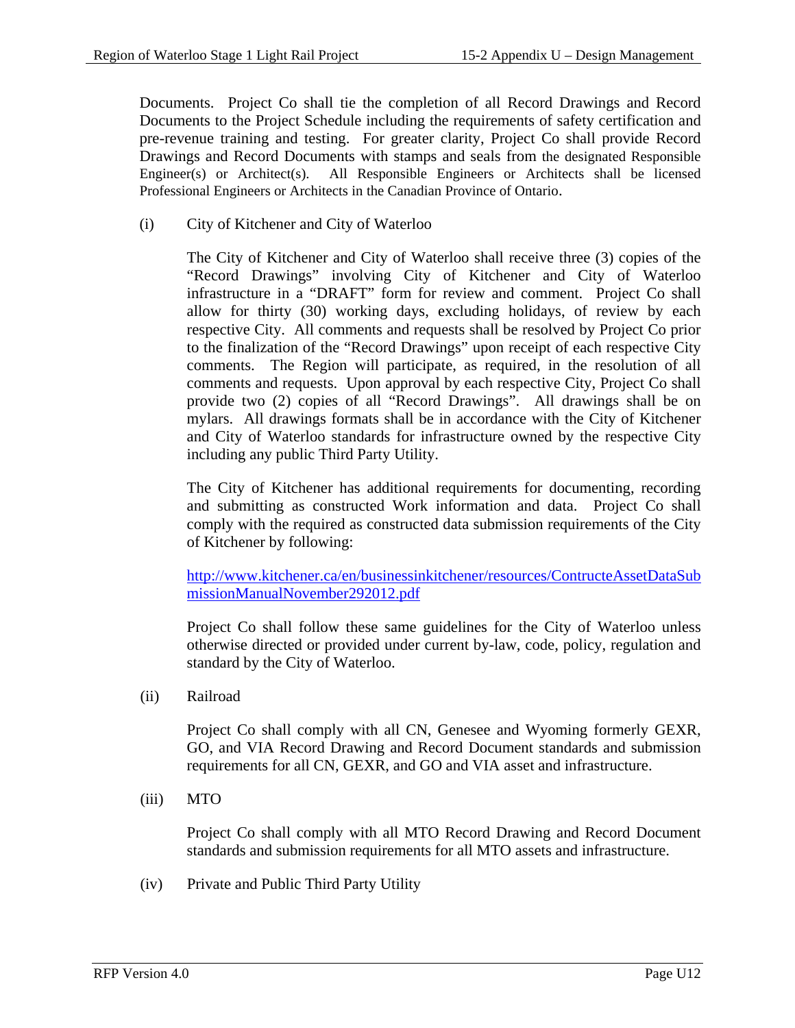Documents. Project Co shall tie the completion of all Record Drawings and Record Documents to the Project Schedule including the requirements of safety certification and pre-revenue training and testing. For greater clarity, Project Co shall provide Record Drawings and Record Documents with stamps and seals from the designated Responsible Engineer(s) or Architect(s). All Responsible Engineers or Architects shall be licensed Professional Engineers or Architects in the Canadian Province of Ontario.

(i) City of Kitchener and City of Waterloo

The City of Kitchener and City of Waterloo shall receive three (3) copies of the "Record Drawings" involving City of Kitchener and City of Waterloo infrastructure in a "DRAFT" form for review and comment. Project Co shall allow for thirty (30) working days, excluding holidays, of review by each respective City. All comments and requests shall be resolved by Project Co prior to the finalization of the "Record Drawings" upon receipt of each respective City comments. The Region will participate, as required, in the resolution of all comments and requests. Upon approval by each respective City, Project Co shall provide two (2) copies of all "Record Drawings". All drawings shall be on mylars. All drawings formats shall be in accordance with the City of Kitchener and City of Waterloo standards for infrastructure owned by the respective City including any public Third Party Utility.

The City of Kitchener has additional requirements for documenting, recording and submitting as constructed Work information and data. Project Co shall comply with the required as constructed data submission requirements of the City of Kitchener by following:

[http://www.kitchener.ca/en/businessinkitchener/resources/ContructeAssetDataSubmissionManualNovember292012.pdf](http://www.kitchener.ca/en/businessinkitchener/resources/ContructeAssetDataSubmissionManualNovember292012.pdf)

Project Co shall follow these same guidelines for the City of Waterloo unless otherwise directed or provided under current by-law, code, policy, regulation and standard by the City of Waterloo.

(ii) Railroad

Project Co shall comply with all CN, Genesee and Wyoming formerly GEXR, GO, and VIA Record Drawing and Record Document standards and submission requirements for all CN, GEXR, and GO and VIA asset and infrastructure.

(iii) MTO

Project Co shall comply with all MTO Record Drawing and Record Document standards and submission requirements for all MTO assets and infrastructure.

(iv) Private and Public Third Party Utility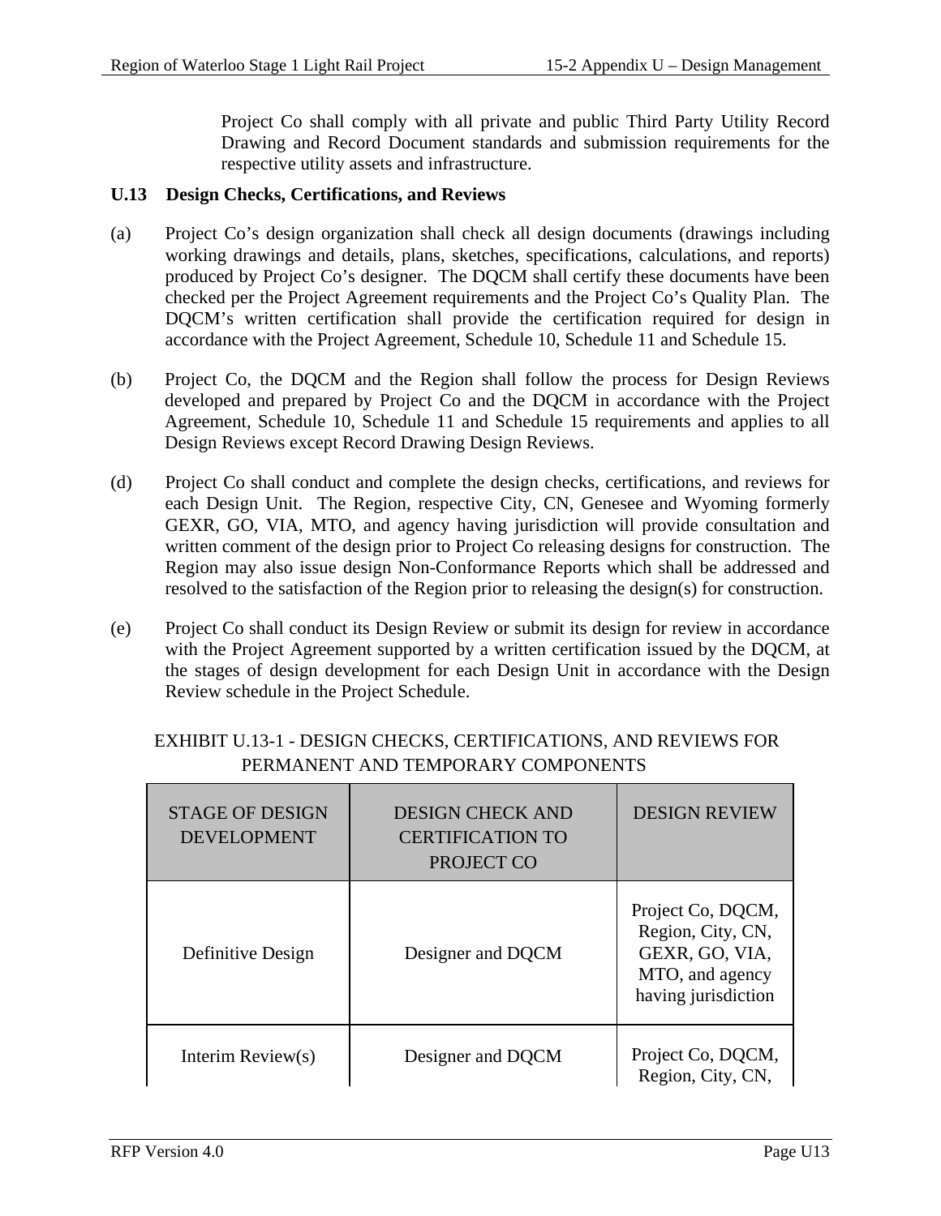Project Co shall comply with all private and public Third Party Utility Record Drawing and Record Document standards and submission requirements for the respective utility assets and infrastructure.

## U.13 Design Checks, Certifications, and Reviews

(a) Project Co's design organization shall check all design documents (drawings including working drawings and details, plans, sketches, specifications, calculations, and reports) produced by Project Co's designer. The DQCM shall certify these documents have been checked per the Project Agreement requirements and the Project Co's Quality Plan. The DQCM's written certification shall provide the certification required for design in accordance with the Project Agreement, Schedule 10, Schedule 11 and Schedule 15.

(b) Project Co, the DQCM and the Region shall follow the process for Design Reviews developed and prepared by Project Co and the DQCM in accordance with the Project Agreement, Schedule 10, Schedule 11 and Schedule 15 requirements and applies to all Design Reviews except Record Drawing Design Reviews.

(d) Project Co shall conduct and complete the design checks, certifications, and reviews for each Design Unit. The Region, respective City, CN, Genesee and Wyoming formerly GEXR, GO, VIA, MTO, and agency having jurisdiction will provide consultation and written comment of the design prior to Project Co releasing designs for construction. The Region may also issue design Non-Conformance Reports which shall be addressed and resolved to the satisfaction of the Region prior to releasing the design(s) for construction.

(e) Project Co shall conduct its Design Review or submit its design for review in accordance with the Project Agreement supported by a written certification issued by the DQCM, at the stages of design development for each Design Unit in accordance with the Design Review schedule in the Project Schedule.

EXHIBIT U.13-1 - DESIGN CHECKS, CERTIFICATIONS, AND REVIEWS FOR PERMANENT AND TEMPORARY COMPONENTS

| STAGE OF DESIGN DEVELOPMENT | DESIGN CHECK AND CERTIFICATION TO PROJECT CO | DESIGN REVIEW |
|---|---|---|
| Definitive Design | Designer and DQCM | Project Co, DQCM, Region, City, CN, GEXR, GO, VIA, MTO, and agency having jurisdiction |
| Interim Review(s) | Designer and DQCM | Project Co, DQCM, Region, City, CN, |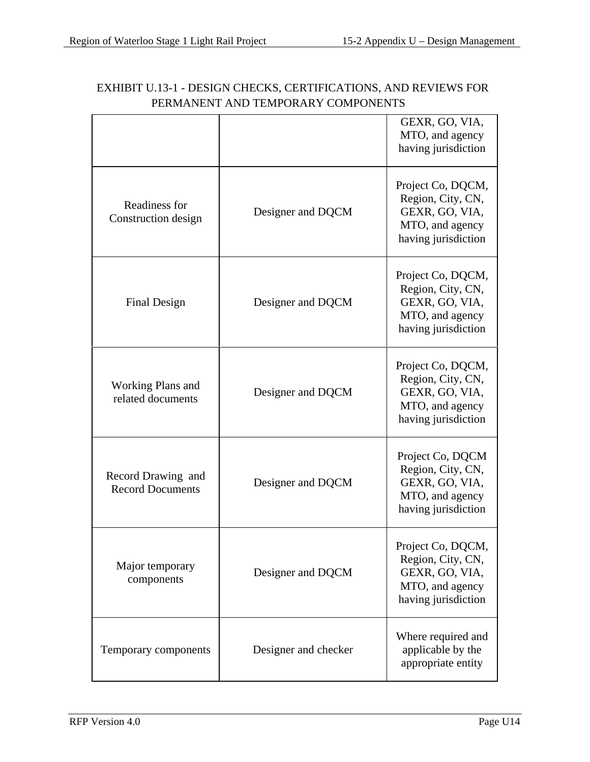EXHIBIT U.13-1 - DESIGN CHECKS, CERTIFICATIONS, AND REVIEWS FOR PERMANENT AND TEMPORARY COMPONENTS

| | | |
|---|---|---|
| | | GEXR, GO, VIA, MTO, and agency having jurisdiction |
| Readiness for Construction design | Designer and DQCM | Project Co, DQCM, Region, City, CN, GEXR, GO, VIA, MTO, and agency having jurisdiction |
| Final Design | Designer and DQCM | Project Co, DQCM, Region, City, CN, GEXR, GO, VIA, MTO, and agency having jurisdiction |
| Working Plans and related documents | Designer and DQCM | Project Co, DQCM, Region, City, CN, GEXR, GO, VIA, MTO, and agency having jurisdiction |
| Record Drawing and Record Documents | Designer and DQCM | Project Co, DQCM Region, City, CN, GEXR, GO, VIA, MTO, and agency having jurisdiction |
| Major temporary components | Designer and DQCM | Project Co, DQCM, Region, City, CN, GEXR, GO, VIA, MTO, and agency having jurisdiction |
| Temporary components | Designer and checker | Where required and applicable by the appropriate entity |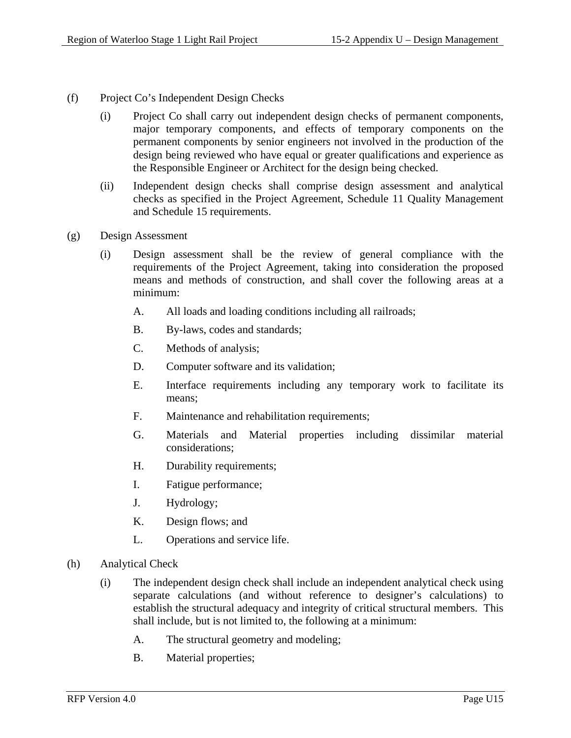(f) Project Co's Independent Design Checks

(i) Project Co shall carry out independent design checks of permanent components, major temporary components, and effects of temporary components on the permanent components by senior engineers not involved in the production of the design being reviewed who have equal or greater qualifications and experience as the Responsible Engineer or Architect for the design being checked.

(ii) Independent design checks shall comprise design assessment and analytical checks as specified in the Project Agreement, Schedule 11 Quality Management and Schedule 15 requirements.

(g) Design Assessment

(i) Design assessment shall be the review of general compliance with the requirements of the Project Agreement, taking into consideration the proposed means and methods of construction, and shall cover the following areas at a minimum:

A. All loads and loading conditions including all railroads;

B. By-laws, codes and standards;

C. Methods of analysis;

D. Computer software and its validation;

E. Interface requirements including any temporary work to facilitate its means;

F. Maintenance and rehabilitation requirements;

G. Materials and Material properties including dissimilar material considerations;

H. Durability requirements;

I. Fatigue performance;

J. Hydrology;

K. Design flows; and

L. Operations and service life.

(h) Analytical Check

(i) The independent design check shall include an independent analytical check using separate calculations (and without reference to designer's calculations) to establish the structural adequacy and integrity of critical structural members. This shall include, but is not limited to, the following at a minimum:

A. The structural geometry and modeling;

B. Material properties;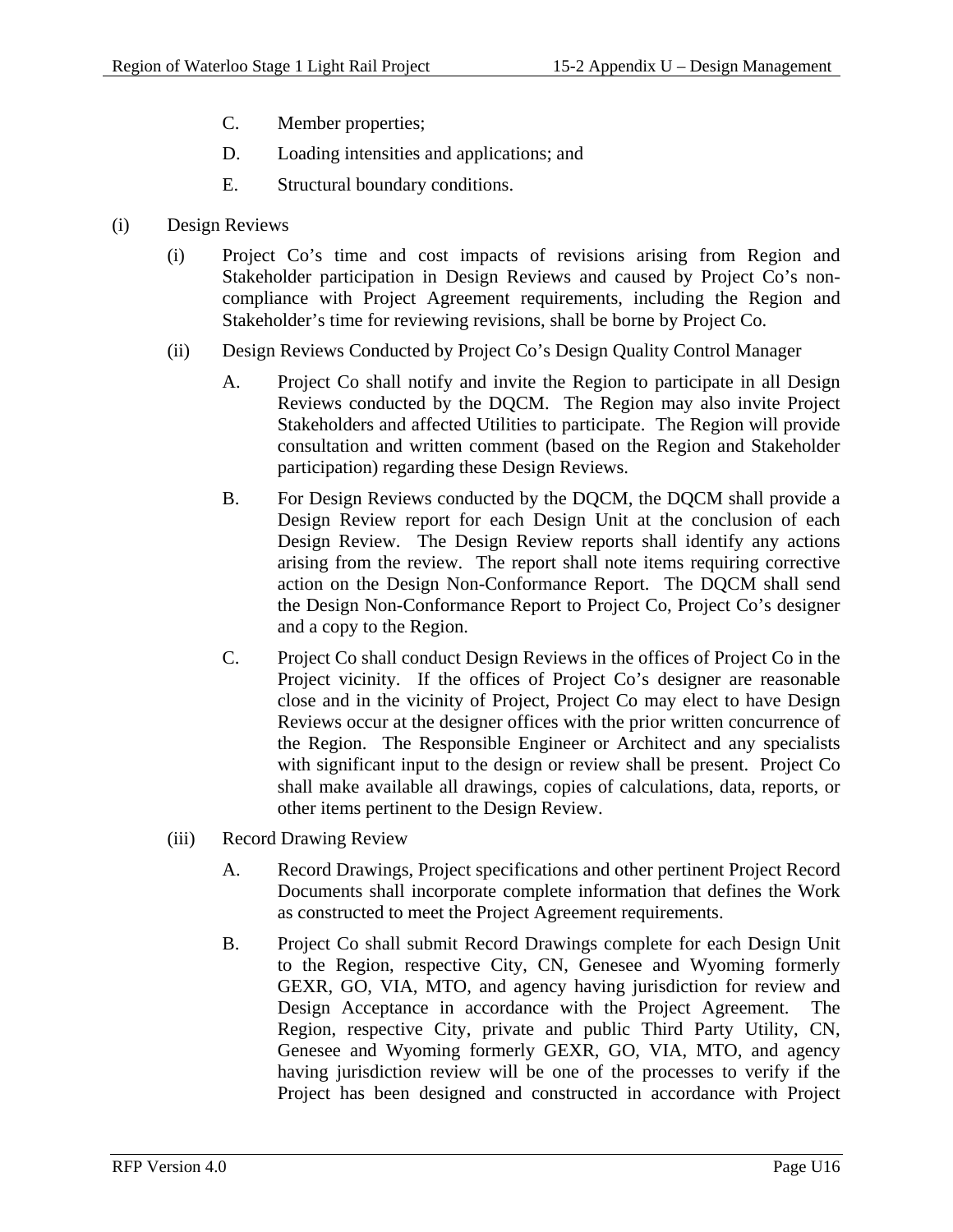C. Member properties;

D. Loading intensities and applications; and

E. Structural boundary conditions.

(i) Design Reviews

(i) Project Co's time and cost impacts of revisions arising from Region and Stakeholder participation in Design Reviews and caused by Project Co's non-compliance with Project Agreement requirements, including the Region and Stakeholder's time for reviewing revisions, shall be borne by Project Co.

(ii) Design Reviews Conducted by Project Co's Design Quality Control Manager

A. Project Co shall notify and invite the Region to participate in all Design Reviews conducted by the DQCM. The Region may also invite Project Stakeholders and affected Utilities to participate. The Region will provide consultation and written comment (based on the Region and Stakeholder participation) regarding these Design Reviews.

B. For Design Reviews conducted by the DQCM, the DQCM shall provide a Design Review report for each Design Unit at the conclusion of each Design Review. The Design Review reports shall identify any actions arising from the review. The report shall note items requiring corrective action on the Design Non-Conformance Report. The DQCM shall send the Design Non-Conformance Report to Project Co, Project Co's designer and a copy to the Region.

C. Project Co shall conduct Design Reviews in the offices of Project Co in the Project vicinity. If the offices of Project Co's designer are reasonable close and in the vicinity of Project, Project Co may elect to have Design Reviews occur at the designer offices with the prior written concurrence of the Region. The Responsible Engineer or Architect and any specialists with significant input to the design or review shall be present. Project Co shall make available all drawings, copies of calculations, data, reports, or other items pertinent to the Design Review.

(iii) Record Drawing Review

A. Record Drawings, Project specifications and other pertinent Project Record Documents shall incorporate complete information that defines the Work as constructed to meet the Project Agreement requirements.

B. Project Co shall submit Record Drawings complete for each Design Unit to the Region, respective City, CN, Genesee and Wyoming formerly GEXR, GO, VIA, MTO, and agency having jurisdiction for review and Design Acceptance in accordance with the Project Agreement. The Region, respective City, private and public Third Party Utility, CN, Genesee and Wyoming formerly GEXR, GO, VIA, MTO, and agency having jurisdiction review will be one of the processes to verify if the Project has been designed and constructed in accordance with Project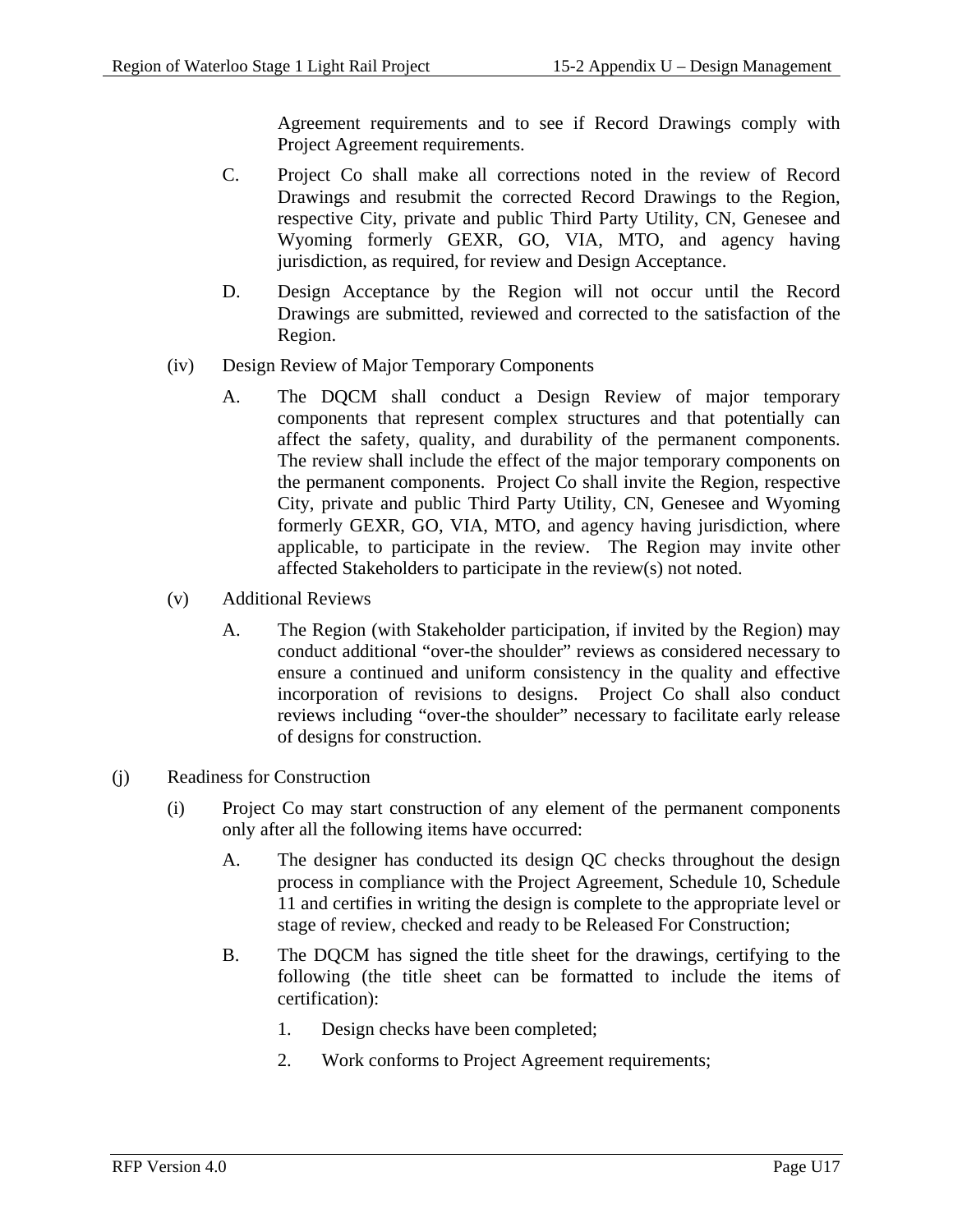Agreement requirements and to see if Record Drawings comply with Project Agreement requirements.

C. Project Co shall make all corrections noted in the review of Record Drawings and resubmit the corrected Record Drawings to the Region, respective City, private and public Third Party Utility, CN, Genesee and Wyoming formerly GEXR, GO, VIA, MTO, and agency having jurisdiction, as required, for review and Design Acceptance.

D. Design Acceptance by the Region will not occur until the Record Drawings are submitted, reviewed and corrected to the satisfaction of the Region.

(iv) Design Review of Major Temporary Components

A. The DQCM shall conduct a Design Review of major temporary components that represent complex structures and that potentially can affect the safety, quality, and durability of the permanent components. The review shall include the effect of the major temporary components on the permanent components. Project Co shall invite the Region, respective City, private and public Third Party Utility, CN, Genesee and Wyoming formerly GEXR, GO, VIA, MTO, and agency having jurisdiction, where applicable, to participate in the review. The Region may invite other affected Stakeholders to participate in the review(s) not noted.

(v) Additional Reviews

A. The Region (with Stakeholder participation, if invited by the Region) may conduct additional "over-the shoulder" reviews as considered necessary to ensure a continued and uniform consistency in the quality and effective incorporation of revisions to designs. Project Co shall also conduct reviews including "over-the shoulder" necessary to facilitate early release of designs for construction.

(j) Readiness for Construction

(i) Project Co may start construction of any element of the permanent components only after all the following items have occurred:

A. The designer has conducted its design QC checks throughout the design process in compliance with the Project Agreement, Schedule 10, Schedule 11 and certifies in writing the design is complete to the appropriate level or stage of review, checked and ready to be Released For Construction;

B. The DQCM has signed the title sheet for the drawings, certifying to the following (the title sheet can be formatted to include the items of certification):

1. Design checks have been completed;

2. Work conforms to Project Agreement requirements;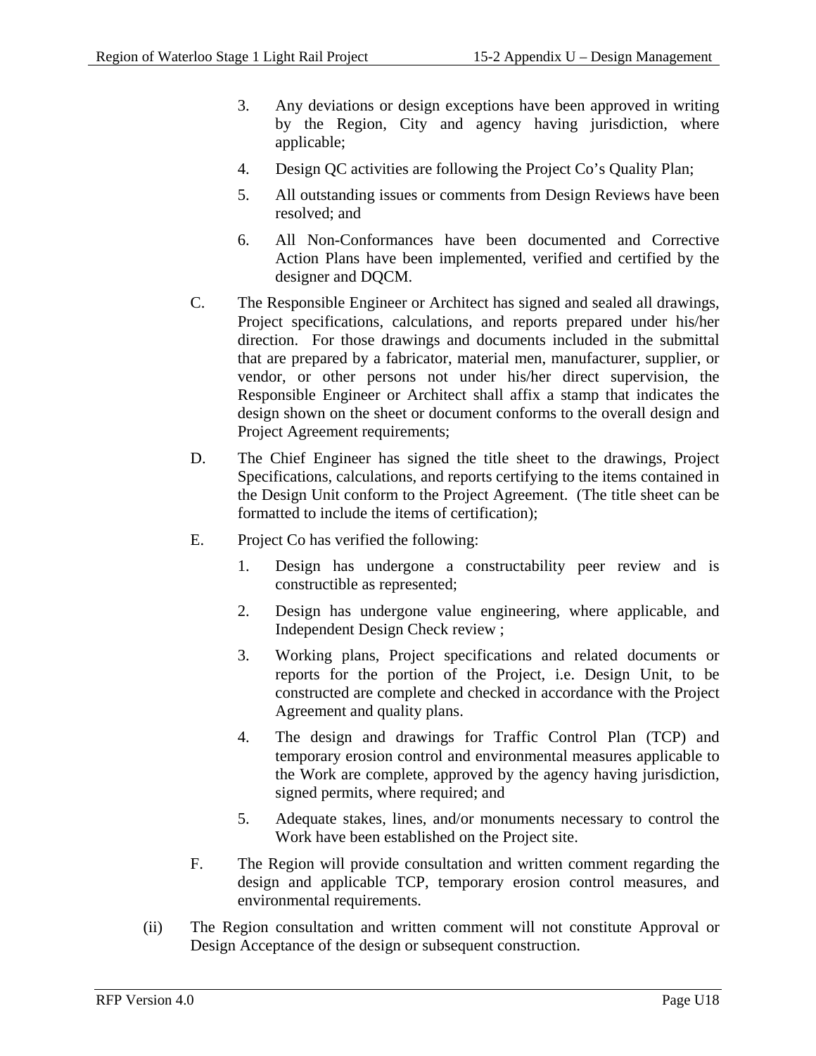3. Any deviations or design exceptions have been approved in writing by the Region, City and agency having jurisdiction, where applicable;
4. Design QC activities are following the Project Co's Quality Plan;
5. All outstanding issues or comments from Design Reviews have been resolved; and
6. All Non-Conformances have been documented and Corrective Action Plans have been implemented, verified and certified by the designer and DQCM.

C. The Responsible Engineer or Architect has signed and sealed all drawings, Project specifications, calculations, and reports prepared under his/her direction. For those drawings and documents included in the submittal that are prepared by a fabricator, material men, manufacturer, supplier, or vendor, or other persons not under his/her direct supervision, the Responsible Engineer or Architect shall affix a stamp that indicates the design shown on the sheet or document conforms to the overall design and Project Agreement requirements;

D. The Chief Engineer has signed the title sheet to the drawings, Project Specifications, calculations, and reports certifying to the items contained in the Design Unit conform to the Project Agreement. (The title sheet can be formatted to include the items of certification);

E. Project Co has verified the following:

1. Design has undergone a constructability peer review and is constructible as represented;
2. Design has undergone value engineering, where applicable, and Independent Design Check review ;
3. Working plans, Project specifications and related documents or reports for the portion of the Project, i.e. Design Unit, to be constructed are complete and checked in accordance with the Project Agreement and quality plans.
4. The design and drawings for Traffic Control Plan (TCP) and temporary erosion control and environmental measures applicable to the Work are complete, approved by the agency having jurisdiction, signed permits, where required; and
5. Adequate stakes, lines, and/or monuments necessary to control the Work have been established on the Project site.

F. The Region will provide consultation and written comment regarding the design and applicable TCP, temporary erosion control measures, and environmental requirements.

(ii) The Region consultation and written comment will not constitute Approval or Design Acceptance of the design or subsequent construction.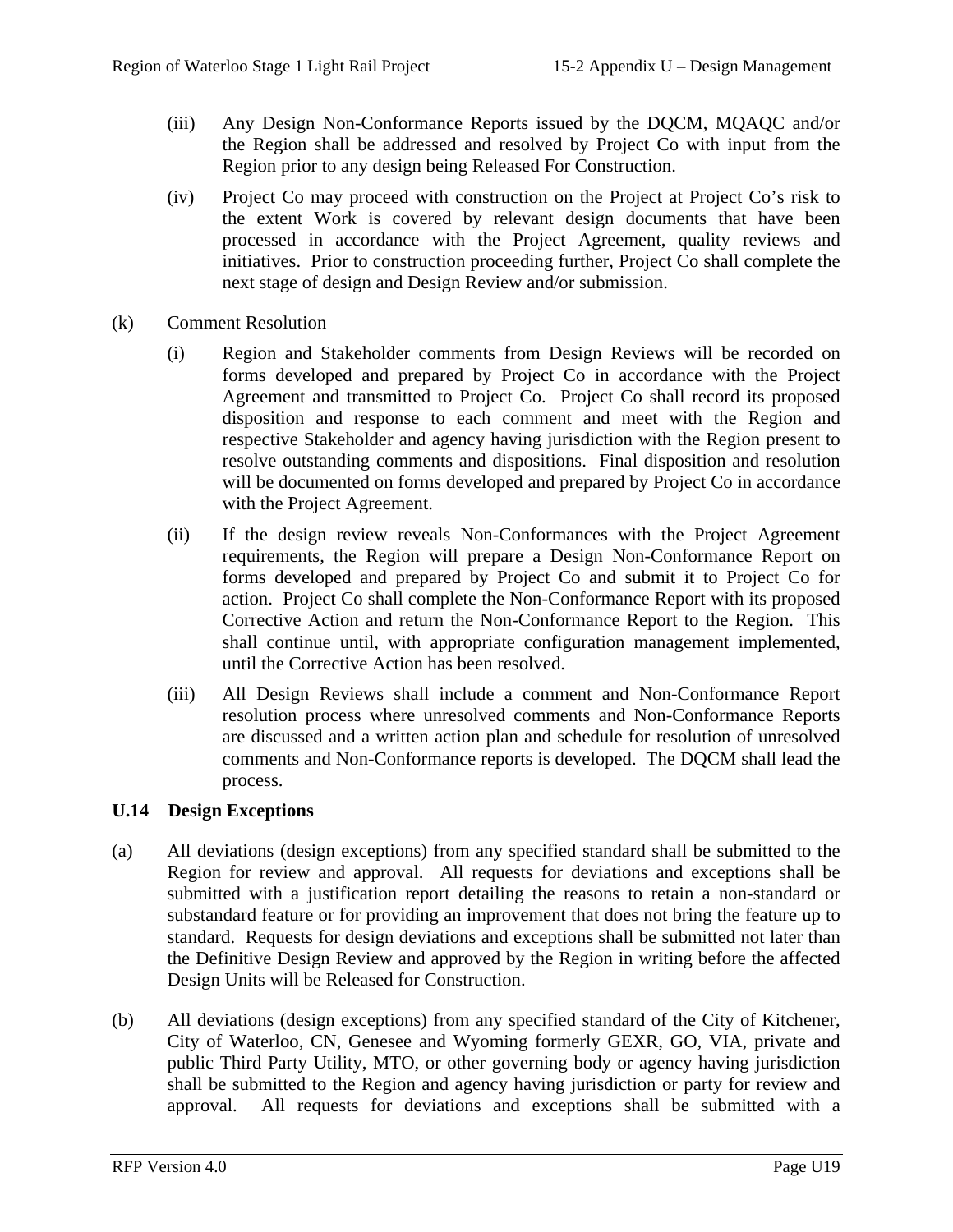(iii) Any Design Non-Conformance Reports issued by the DQCM, MQAQC and/or the Region shall be addressed and resolved by Project Co with input from the Region prior to any design being Released For Construction.

(iv) Project Co may proceed with construction on the Project at Project Co's risk to the extent Work is covered by relevant design documents that have been processed in accordance with the Project Agreement, quality reviews and initiatives. Prior to construction proceeding further, Project Co shall complete the next stage of design and Design Review and/or submission.

(k) Comment Resolution

(i) Region and Stakeholder comments from Design Reviews will be recorded on forms developed and prepared by Project Co in accordance with the Project Agreement and transmitted to Project Co. Project Co shall record its proposed disposition and response to each comment and meet with the Region and respective Stakeholder and agency having jurisdiction with the Region present to resolve outstanding comments and dispositions. Final disposition and resolution will be documented on forms developed and prepared by Project Co in accordance with the Project Agreement.

(ii) If the design review reveals Non-Conformances with the Project Agreement requirements, the Region will prepare a Design Non-Conformance Report on forms developed and prepared by Project Co and submit it to Project Co for action. Project Co shall complete the Non-Conformance Report with its proposed Corrective Action and return the Non-Conformance Report to the Region. This shall continue until, with appropriate configuration management implemented, until the Corrective Action has been resolved.

(iii) All Design Reviews shall include a comment and Non-Conformance Report resolution process where unresolved comments and Non-Conformance Reports are discussed and a written action plan and schedule for resolution of unresolved comments and Non-Conformance reports is developed. The DQCM shall lead the process.

### U.14 Design Exceptions

(a) All deviations (design exceptions) from any specified standard shall be submitted to the Region for review and approval. All requests for deviations and exceptions shall be submitted with a justification report detailing the reasons to retain a non-standard or substandard feature or for providing an improvement that does not bring the feature up to standard. Requests for design deviations and exceptions shall be submitted not later than the Definitive Design Review and approved by the Region in writing before the affected Design Units will be Released for Construction.

(b) All deviations (design exceptions) from any specified standard of the City of Kitchener, City of Waterloo, CN, Genesee and Wyoming formerly GEXR, GO, VIA, private and public Third Party Utility, MTO, or other governing body or agency having jurisdiction shall be submitted to the Region and agency having jurisdiction or party for review and approval. All requests for deviations and exceptions shall be submitted with a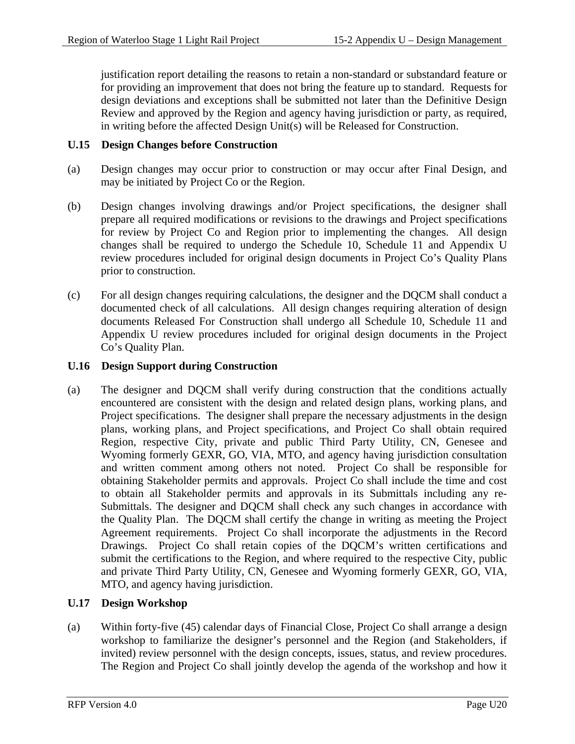justification report detailing the reasons to retain a non-standard or substandard feature or for providing an improvement that does not bring the feature up to standard. Requests for design deviations and exceptions shall be submitted not later than the Definitive Design Review and approved by the Region and agency having jurisdiction or party, as required, in writing before the affected Design Unit(s) will be Released for Construction.

### U.15 Design Changes before Construction

(a) Design changes may occur prior to construction or may occur after Final Design, and may be initiated by Project Co or the Region.

(b) Design changes involving drawings and/or Project specifications, the designer shall prepare all required modifications or revisions to the drawings and Project specifications for review by Project Co and Region prior to implementing the changes. All design changes shall be required to undergo the Schedule 10, Schedule 11 and Appendix U review procedures included for original design documents in Project Co's Quality Plans prior to construction.

(c) For all design changes requiring calculations, the designer and the DQCM shall conduct a documented check of all calculations. All design changes requiring alteration of design documents Released For Construction shall undergo all Schedule 10, Schedule 11 and Appendix U review procedures included for original design documents in the Project Co's Quality Plan.

### U.16 Design Support during Construction

(a) The designer and DQCM shall verify during construction that the conditions actually encountered are consistent with the design and related design plans, working plans, and Project specifications. The designer shall prepare the necessary adjustments in the design plans, working plans, and Project specifications, and Project Co shall obtain required Region, respective City, private and public Third Party Utility, CN, Genesee and Wyoming formerly GEXR, GO, VIA, MTO, and agency having jurisdiction consultation and written comment among others not noted. Project Co shall be responsible for obtaining Stakeholder permits and approvals. Project Co shall include the time and cost to obtain all Stakeholder permits and approvals in its Submittals including any re-Submittals. The designer and DQCM shall check any such changes in accordance with the Quality Plan. The DQCM shall certify the change in writing as meeting the Project Agreement requirements. Project Co shall incorporate the adjustments in the Record Drawings. Project Co shall retain copies of the DQCM's written certifications and submit the certifications to the Region, and where required to the respective City, public and private Third Party Utility, CN, Genesee and Wyoming formerly GEXR, GO, VIA, MTO, and agency having jurisdiction.

### U.17 Design Workshop

(a) Within forty-five (45) calendar days of Financial Close, Project Co shall arrange a design workshop to familiarize the designer's personnel and the Region (and Stakeholders, if invited) review personnel with the design concepts, issues, status, and review procedures. The Region and Project Co shall jointly develop the agenda of the workshop and how it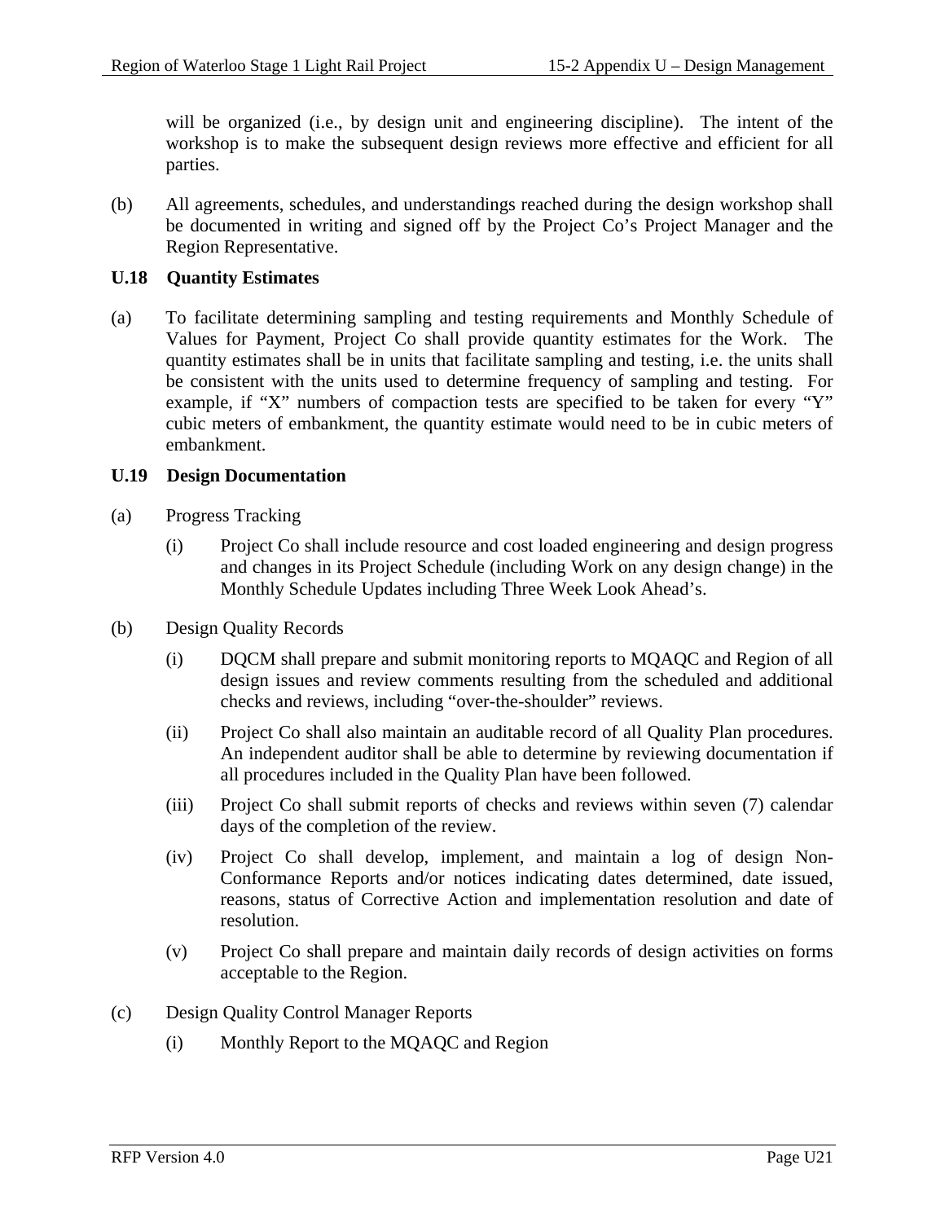will be organized (i.e., by design unit and engineering discipline). The intent of the workshop is to make the subsequent design reviews more effective and efficient for all parties.

(b) All agreements, schedules, and understandings reached during the design workshop shall be documented in writing and signed off by the Project Co's Project Manager and the Region Representative.

### U.18 Quantity Estimates

(a) To facilitate determining sampling and testing requirements and Monthly Schedule of Values for Payment, Project Co shall provide quantity estimates for the Work. The quantity estimates shall be in units that facilitate sampling and testing, i.e. the units shall be consistent with the units used to determine frequency of sampling and testing. For example, if "X" numbers of compaction tests are specified to be taken for every "Y" cubic meters of embankment, the quantity estimate would need to be in cubic meters of embankment.

### U.19 Design Documentation

(a) Progress Tracking

(i) Project Co shall include resource and cost loaded engineering and design progress and changes in its Project Schedule (including Work on any design change) in the Monthly Schedule Updates including Three Week Look Ahead's.

(b) Design Quality Records

(i) DQCM shall prepare and submit monitoring reports to MQAQC and Region of all design issues and review comments resulting from the scheduled and additional checks and reviews, including "over-the-shoulder" reviews.

(ii) Project Co shall also maintain an auditable record of all Quality Plan procedures. An independent auditor shall be able to determine by reviewing documentation if all procedures included in the Quality Plan have been followed.

(iii) Project Co shall submit reports of checks and reviews within seven (7) calendar days of the completion of the review.

(iv) Project Co shall develop, implement, and maintain a log of design Non-Conformance Reports and/or notices indicating dates determined, date issued, reasons, status of Corrective Action and implementation resolution and date of resolution.

(v) Project Co shall prepare and maintain daily records of design activities on forms acceptable to the Region.

(c) Design Quality Control Manager Reports

(i) Monthly Report to the MQAQC and Region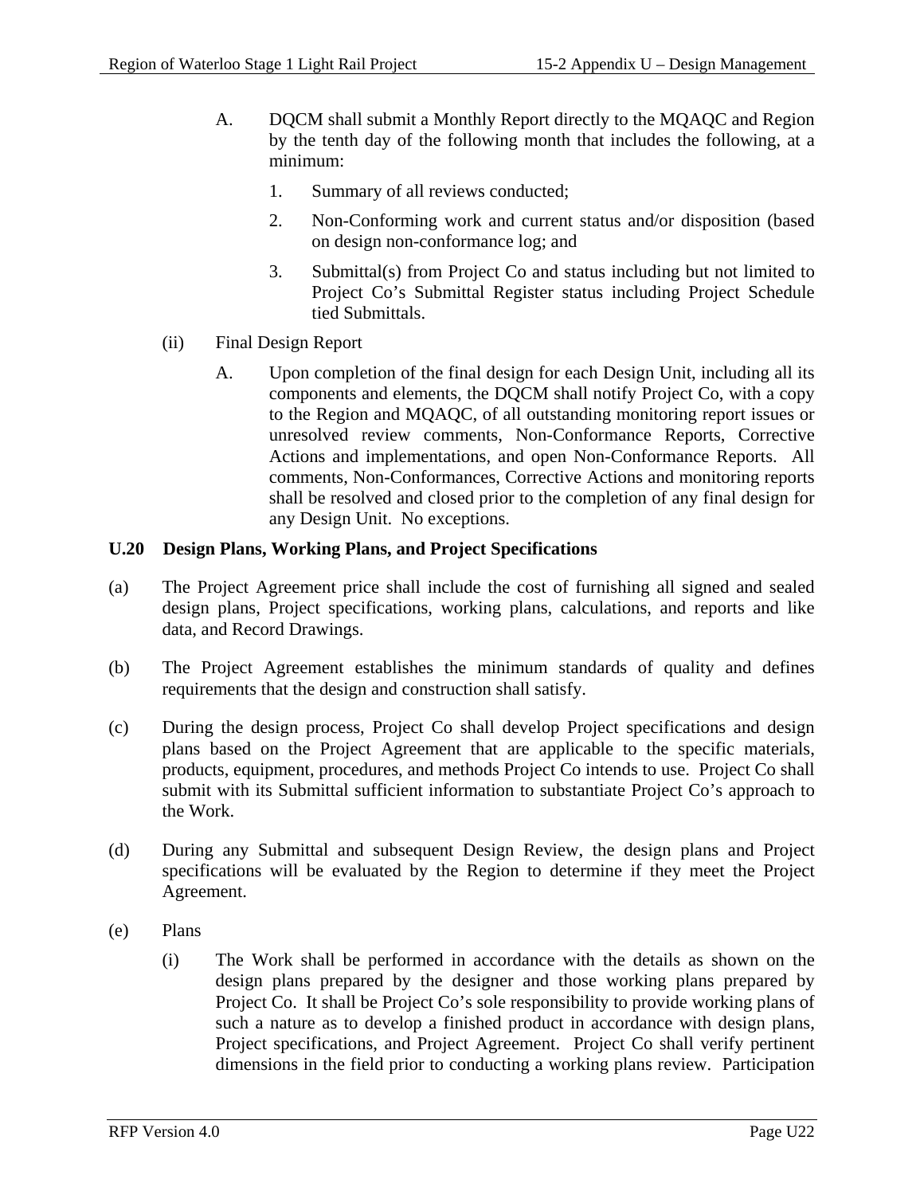A. DQCM shall submit a Monthly Report directly to the MQAQC and Region by the tenth day of the following month that includes the following, at a minimum:

   1. Summary of all reviews conducted;

   2. Non-Conforming work and current status and/or disposition (based on design non-conformance log; and

   3. Submittal(s) from Project Co and status including but not limited to Project Co's Submittal Register status including Project Schedule tied Submittals.

(ii) Final Design Report

A. Upon completion of the final design for each Design Unit, including all its components and elements, the DQCM shall notify Project Co, with a copy to the Region and MQAQC, of all outstanding monitoring report issues or unresolved review comments, Non-Conformance Reports, Corrective Actions and implementations, and open Non-Conformance Reports. All comments, Non-Conformances, Corrective Actions and monitoring reports shall be resolved and closed prior to the completion of any final design for any Design Unit. No exceptions.

## U.20 Design Plans, Working Plans, and Project Specifications

(a) The Project Agreement price shall include the cost of furnishing all signed and sealed design plans, Project specifications, working plans, calculations, and reports and like data, and Record Drawings.

(b) The Project Agreement establishes the minimum standards of quality and defines requirements that the design and construction shall satisfy.

(c) During the design process, Project Co shall develop Project specifications and design plans based on the Project Agreement that are applicable to the specific materials, products, equipment, procedures, and methods Project Co intends to use. Project Co shall submit with its Submittal sufficient information to substantiate Project Co's approach to the Work.

(d) During any Submittal and subsequent Design Review, the design plans and Project specifications will be evaluated by the Region to determine if they meet the Project Agreement.

(e) Plans

(i) The Work shall be performed in accordance with the details as shown on the design plans prepared by the designer and those working plans prepared by Project Co. It shall be Project Co's sole responsibility to provide working plans of such a nature as to develop a finished product in accordance with design plans, Project specifications, and Project Agreement. Project Co shall verify pertinent dimensions in the field prior to conducting a working plans review. Participation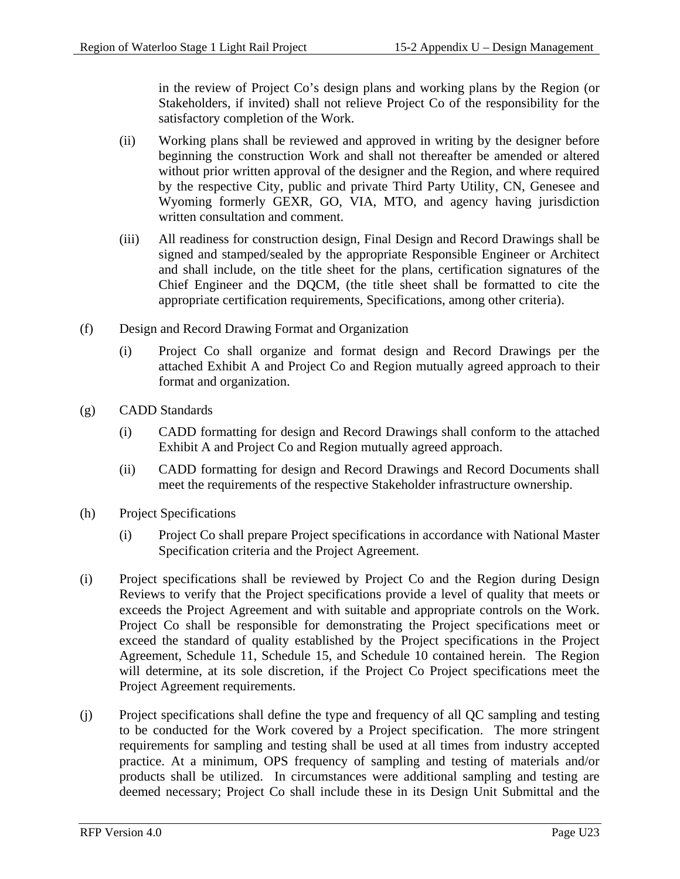in the review of Project Co's design plans and working plans by the Region (or Stakeholders, if invited) shall not relieve Project Co of the responsibility for the satisfactory completion of the Work.

(ii) Working plans shall be reviewed and approved in writing by the designer before beginning the construction Work and shall not thereafter be amended or altered without prior written approval of the designer and the Region, and where required by the respective City, public and private Third Party Utility, CN, Genesee and Wyoming formerly GEXR, GO, VIA, MTO, and agency having jurisdiction written consultation and comment.

(iii) All readiness for construction design, Final Design and Record Drawings shall be signed and stamped/sealed by the appropriate Responsible Engineer or Architect and shall include, on the title sheet for the plans, certification signatures of the Chief Engineer and the DQCM, (the title sheet shall be formatted to cite the appropriate certification requirements, Specifications, among other criteria).

(f) Design and Record Drawing Format and Organization

(i) Project Co shall organize and format design and Record Drawings per the attached Exhibit A and Project Co and Region mutually agreed approach to their format and organization.

(g) CADD Standards

(i) CADD formatting for design and Record Drawings shall conform to the attached Exhibit A and Project Co and Region mutually agreed approach.

(ii) CADD formatting for design and Record Drawings and Record Documents shall meet the requirements of the respective Stakeholder infrastructure ownership.

(h) Project Specifications

(i) Project Co shall prepare Project specifications in accordance with National Master Specification criteria and the Project Agreement.

(i) Project specifications shall be reviewed by Project Co and the Region during Design Reviews to verify that the Project specifications provide a level of quality that meets or exceeds the Project Agreement and with suitable and appropriate controls on the Work. Project Co shall be responsible for demonstrating the Project specifications meet or exceed the standard of quality established by the Project specifications in the Project Agreement, Schedule 11, Schedule 15, and Schedule 10 contained herein. The Region will determine, at its sole discretion, if the Project Co Project specifications meet the Project Agreement requirements.

(j) Project specifications shall define the type and frequency of all QC sampling and testing to be conducted for the Work covered by a Project specification. The more stringent requirements for sampling and testing shall be used at all times from industry accepted practice. At a minimum, OPS frequency of sampling and testing of materials and/or products shall be utilized. In circumstances were additional sampling and testing are deemed necessary; Project Co shall include these in its Design Unit Submittal and the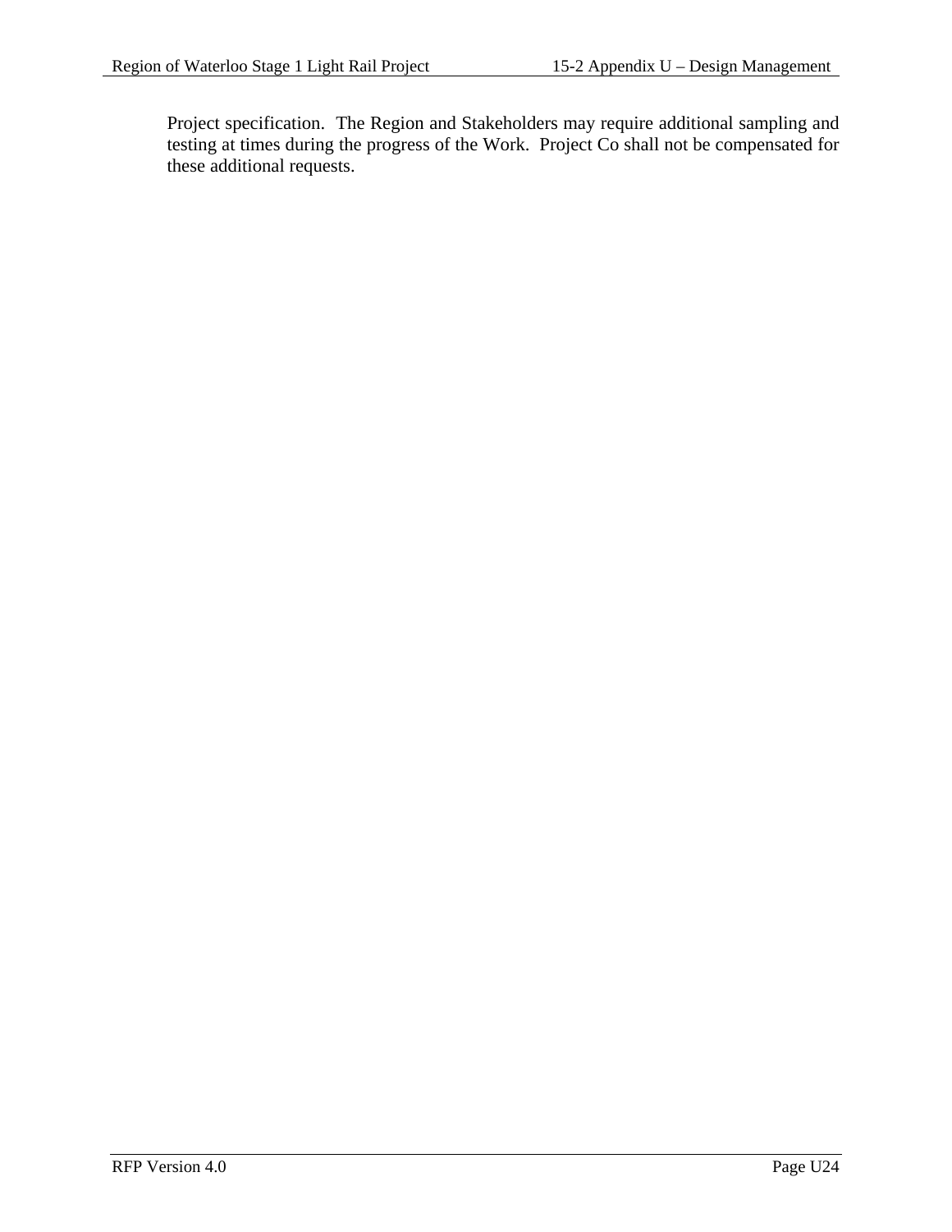Project specification. The Region and Stakeholders may require additional sampling and testing at times during the progress of the Work. Project Co shall not be compensated for these additional requests.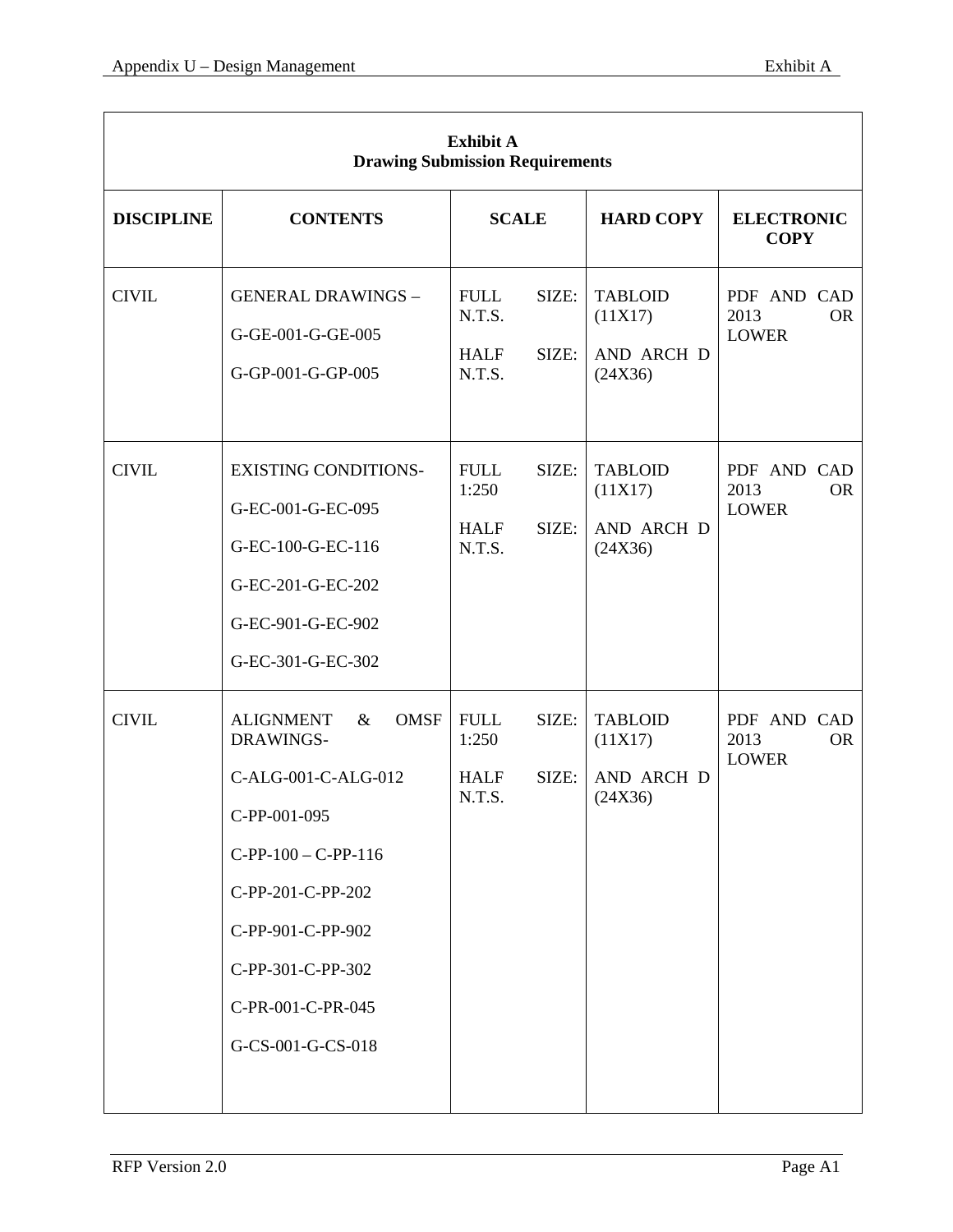**Exhibit A**
**Drawing Submission Requirements**

| DISCIPLINE | CONTENTS | SCALE | HARD COPY | ELECTRONIC COPY |
|---|---|---|---|---|
| CIVIL | GENERAL DRAWINGS –<br><br>G-GE-001-G-GE-005<br><br>G-GP-001-G-GP-005 | FULL SIZE: N.T.S.<br><br>HALF SIZE: N.T.S. | TABLOID (11X17)<br><br>AND ARCH D (24X36) | PDF AND CAD 2013 OR LOWER |
| CIVIL | EXISTING CONDITIONS-<br><br>G-EC-001-G-EC-095<br><br>G-EC-100-G-EC-116<br><br>G-EC-201-G-EC-202<br><br>G-EC-901-G-EC-902<br><br>G-EC-301-G-EC-302 | FULL SIZE: 1:250<br><br>HALF SIZE: N.T.S. | TABLOID (11X17)<br><br>AND ARCH D (24X36) | PDF AND CAD 2013 OR LOWER |
| CIVIL | ALIGNMENT & OMSF DRAWINGS-<br><br>C-ALG-001-C-ALG-012<br><br>C-PP-001-095<br><br>C-PP-100 – C-PP-116<br><br>C-PP-201-C-PP-202<br><br>C-PP-901-C-PP-902<br><br>C-PP-301-C-PP-302<br><br>C-PR-001-C-PR-045<br><br>G-CS-001-G-CS-018 | FULL SIZE: 1:250<br><br>HALF SIZE: N.T.S. | TABLOID (11X17)<br><br>AND ARCH D (24X36) | PDF AND CAD 2013 OR LOWER |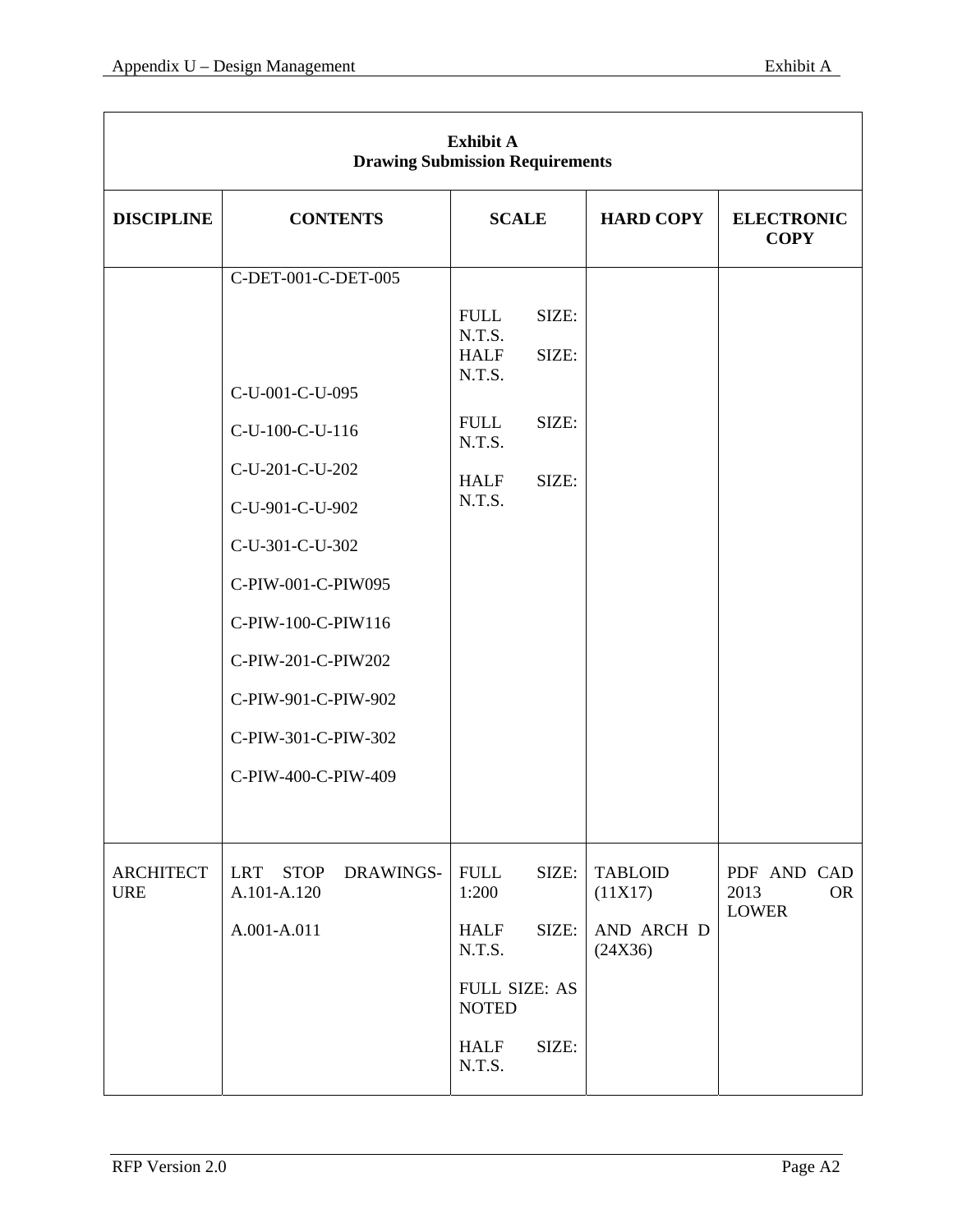| Exhibit A<br>Drawing Submission Requirements | | | | |
|---|---|---|---|---|
| **DISCIPLINE** | **CONTENTS** | **SCALE** | **HARD COPY** | **ELECTRONIC COPY** |
| | C-DET-001-C-DET-005<br><br>C-U-001-C-U-095<br><br>C-U-100-C-U-116<br><br>C-U-201-C-U-202<br><br>C-U-901-C-U-902<br><br>C-U-301-C-U-302<br><br>C-PIW-001-C-PIW095<br><br>C-PIW-100-C-PIW116<br><br>C-PIW-201-C-PIW202<br><br>C-PIW-901-C-PIW-902<br><br>C-PIW-301-C-PIW-302<br><br>C-PIW-400-C-PIW-409 | FULL SIZE: N.T.S.<br>HALF SIZE: N.T.S.<br><br>FULL SIZE: N.T.S.<br><br>HALF SIZE: N.T.S. | | |
| ARCHITECTURE | LRT STOP DRAWINGS-A.101-A.120<br><br>A.001-A.011 | FULL SIZE: 1:200<br><br>HALF SIZE: N.T.S.<br><br>FULL SIZE: AS NOTED<br><br>HALF SIZE: N.T.S. | TABLOID (11X17)<br><br>AND ARCH D (24X36) | PDF AND CAD 2013 OR LOWER |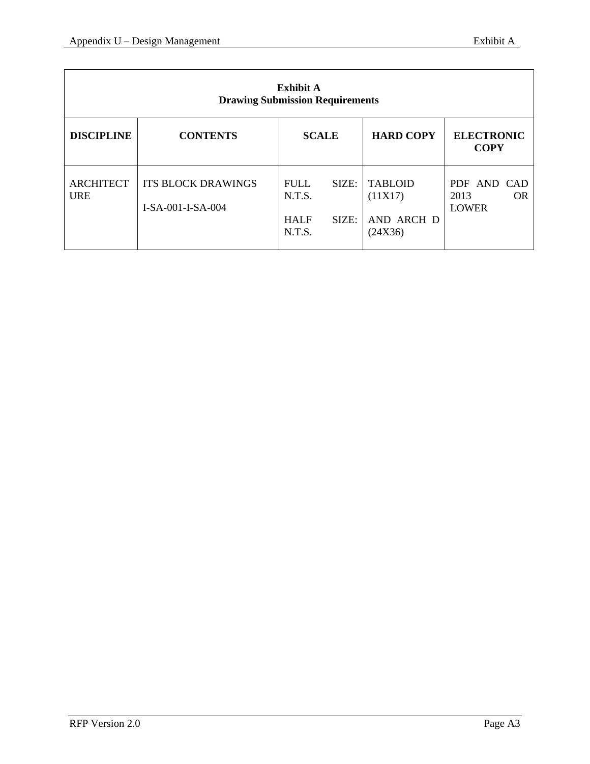| **Exhibit A**<br>**Drawing Submission Requirements** | | | | |
|---|---|---|---|---|
| **DISCIPLINE** | **CONTENTS** | **SCALE** | **HARD COPY** | **ELECTRONIC COPY** |
| ARCHITECTURE | ITS BLOCK DRAWINGS<br><br>I-SA-001-I-SA-004 | FULL SIZE: N.T.S.<br><br>HALF SIZE: N.T.S. | TABLOID (11X17)<br><br>AND ARCH D (24X36) | PDF AND CAD 2013 OR LOWER |